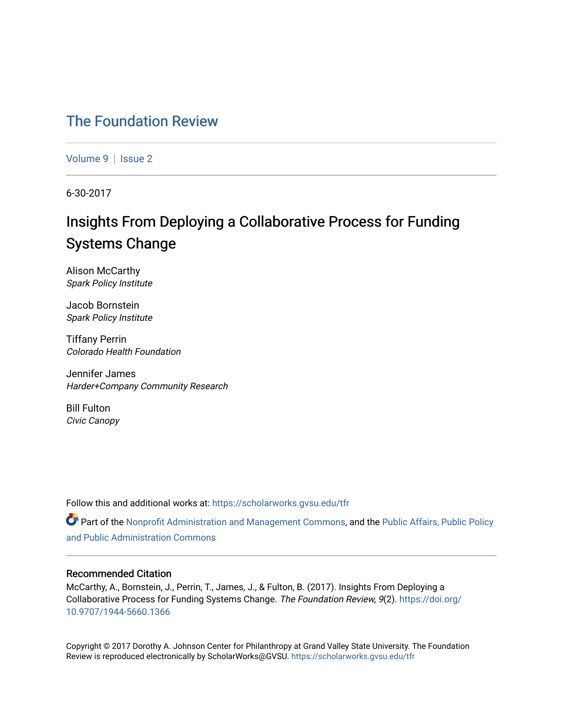# The Foundation Review

Volume 9 | Issue 2

6-30-2017

## Insights From Deploying a Collaborative Process for Funding Systems Change

Alison McCarthy
*Spark Policy Institute*

Jacob Bornstein
*Spark Policy Institute*

Tiffany Perrin
*Colorado Health Foundation*

Jennifer James
*Harder+Company Community Research*

Bill Fulton
*Civic Canopy*

Follow this and additional works at: https://scholarworks.gvsu.edu/tfr

Part of the Nonprofit Administration and Management Commons, and the Public Affairs, Public Policy and Public Administration Commons

### Recommended Citation

McCarthy, A., Bornstein, J., Perrin, T., James, J., & Fulton, B. (2017). Insights From Deploying a Collaborative Process for Funding Systems Change. *The Foundation Review, 9*(2). https://doi.org/10.9707/1944-5660.1366

Copyright © 2017 Dorothy A. Johnson Center for Philanthropy at Grand Valley State University. The Foundation Review is reproduced electronically by ScholarWorks@GVSU. https://scholarworks.gvsu.edu/tfr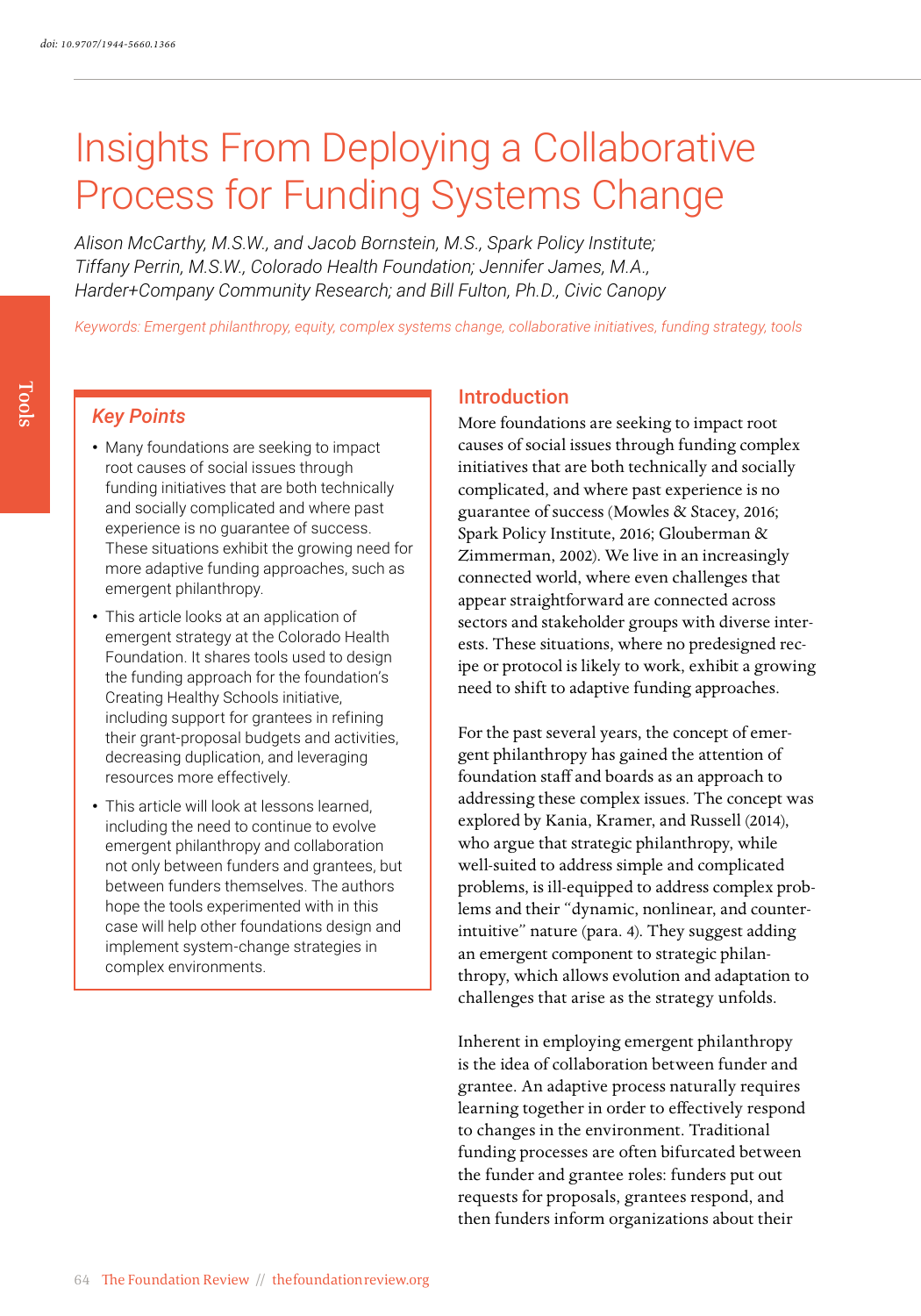doi: 10.9707/1944-5660.1366

# Insights From Deploying a Collaborative Process for Funding Systems Change

*Alison McCarthy, M.S.W., and Jacob Bornstein, M.S., Spark Policy Institute; Tiffany Perrin, M.S.W., Colorado Health Foundation; Jennifer James, M.A., Harder+Company Community Research; and Bill Fulton, Ph.D., Civic Canopy*

*Keywords: Emergent philanthropy, equity, complex systems change, collaborative initiatives, funding strategy, tools*

### Key Points

- Many foundations are seeking to impact root causes of social issues through funding initiatives that are both technically and socially complicated and where past experience is no guarantee of success. These situations exhibit the growing need for more adaptive funding approaches, such as emergent philanthropy.
- This article looks at an application of emergent strategy at the Colorado Health Foundation. It shares tools used to design the funding approach for the foundation's Creating Healthy Schools initiative, including support for grantees in refining their grant-proposal budgets and activities, decreasing duplication, and leveraging resources more effectively.
- This article will look at lessons learned, including the need to continue to evolve emergent philanthropy and collaboration not only between funders and grantees, but between funders themselves. The authors hope the tools experimented with in this case will help other foundations design and implement system-change strategies in complex environments.

## Introduction

More foundations are seeking to impact root causes of social issues through funding complex initiatives that are both technically and socially complicated, and where past experience is no guarantee of success (Mowles & Stacey, 2016; Spark Policy Institute, 2016; Glouberman & Zimmerman, 2002). We live in an increasingly connected world, where even challenges that appear straightforward are connected across sectors and stakeholder groups with diverse interests. These situations, where no predesigned recipe or protocol is likely to work, exhibit a growing need to shift to adaptive funding approaches.

For the past several years, the concept of emergent philanthropy has gained the attention of foundation staff and boards as an approach to addressing these complex issues. The concept was explored by Kania, Kramer, and Russell (2014), who argue that strategic philanthropy, while well-suited to address simple and complicated problems, is ill-equipped to address complex problems and their "dynamic, nonlinear, and counterintuitive" nature (para. 4). They suggest adding an emergent component to strategic philanthropy, which allows evolution and adaptation to challenges that arise as the strategy unfolds.

Inherent in employing emergent philanthropy is the idea of collaboration between funder and grantee. An adaptive process naturally requires learning together in order to effectively respond to changes in the environment. Traditional funding processes are often bifurcated between the funder and grantee roles: funders put out requests for proposals, grantees respond, and then funders inform organizations about their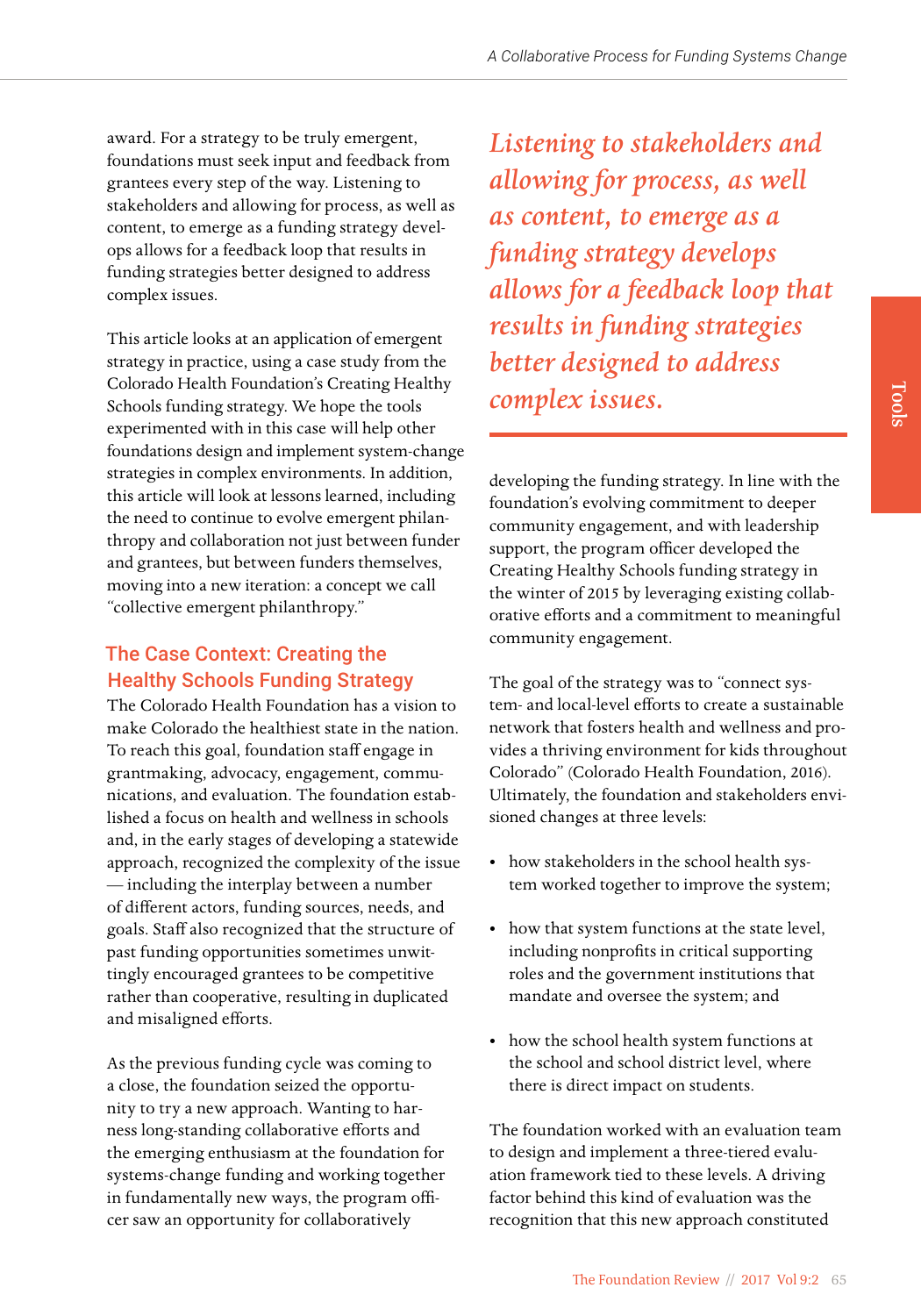award. For a strategy to be truly emergent, foundations must seek input and feedback from grantees every step of the way. Listening to stakeholders and allowing for process, as well as content, to emerge as a funding strategy develops allows for a feedback loop that results in funding strategies better designed to address complex issues.

This article looks at an application of emergent strategy in practice, using a case study from the Colorado Health Foundation's Creating Healthy Schools funding strategy. We hope the tools experimented with in this case will help other foundations design and implement system-change strategies in complex environments. In addition, this article will look at lessons learned, including the need to continue to evolve emergent philanthropy and collaboration not just between funder and grantees, but between funders themselves, moving into a new iteration: a concept we call "collective emergent philanthropy."

*Listening to stakeholders and allowing for process, as well as content, to emerge as a funding strategy develops allows for a feedback loop that results in funding strategies better designed to address complex issues.*

## The Case Context: Creating the Healthy Schools Funding Strategy

The Colorado Health Foundation has a vision to make Colorado the healthiest state in the nation. To reach this goal, foundation staff engage in grantmaking, advocacy, engagement, communications, and evaluation. The foundation established a focus on health and wellness in schools and, in the early stages of developing a statewide approach, recognized the complexity of the issue — including the interplay between a number of different actors, funding sources, needs, and goals. Staff also recognized that the structure of past funding opportunities sometimes unwittingly encouraged grantees to be competitive rather than cooperative, resulting in duplicated and misaligned efforts.

As the previous funding cycle was coming to a close, the foundation seized the opportunity to try a new approach. Wanting to harness long-standing collaborative efforts and the emerging enthusiasm at the foundation for systems-change funding and working together in fundamentally new ways, the program officer saw an opportunity for collaboratively developing the funding strategy. In line with the foundation's evolving commitment to deeper community engagement, and with leadership support, the program officer developed the Creating Healthy Schools funding strategy in the winter of 2015 by leveraging existing collaborative efforts and a commitment to meaningful community engagement.

The goal of the strategy was to "connect system- and local-level efforts to create a sustainable network that fosters health and wellness and provides a thriving environment for kids throughout Colorado" (Colorado Health Foundation, 2016). Ultimately, the foundation and stakeholders envisioned changes at three levels:

- how stakeholders in the school health system worked together to improve the system;
- how that system functions at the state level, including nonprofits in critical supporting roles and the government institutions that mandate and oversee the system; and
- how the school health system functions at the school and school district level, where there is direct impact on students.

The foundation worked with an evaluation team to design and implement a three-tiered evaluation framework tied to these levels. A driving factor behind this kind of evaluation was the recognition that this new approach constituted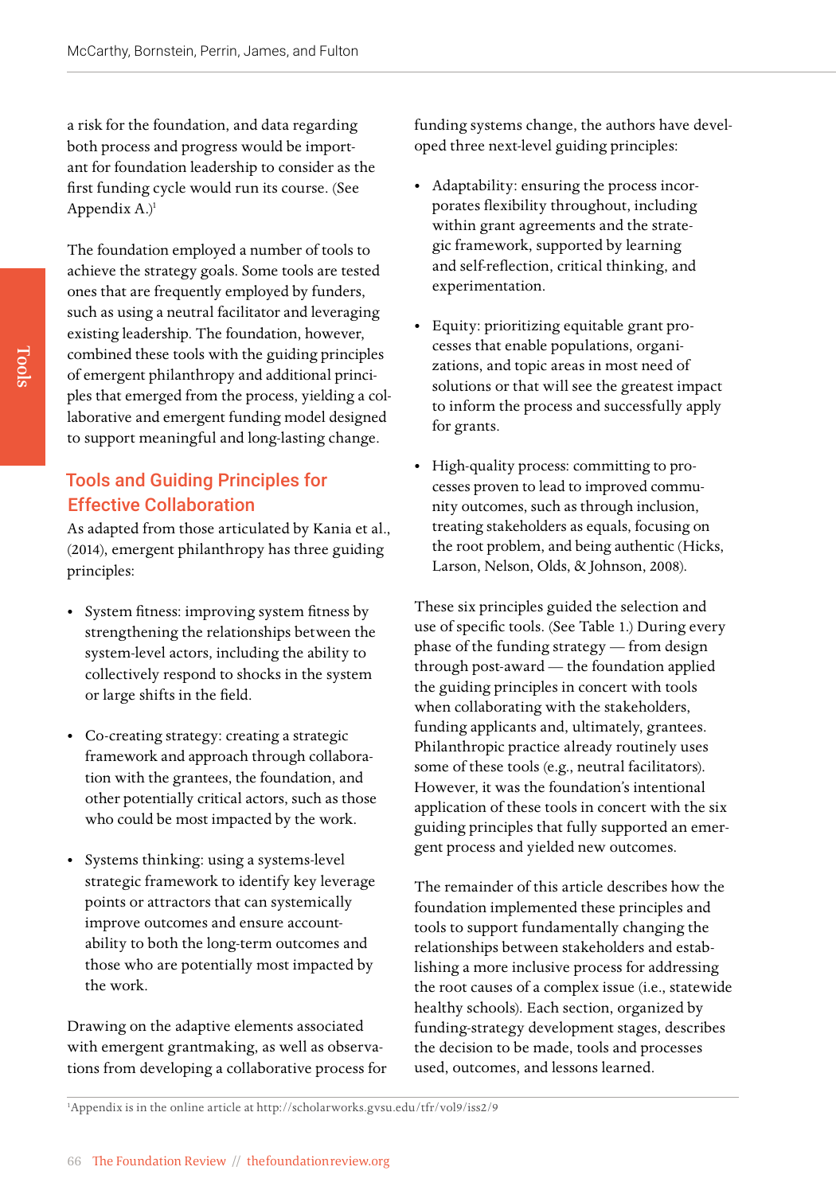a risk for the foundation, and data regarding both process and progress would be important for foundation leadership to consider as the first funding cycle would run its course. (See Appendix A.)[1]

The foundation employed a number of tools to achieve the strategy goals. Some tools are tested ones that are frequently employed by funders, such as using a neutral facilitator and leveraging existing leadership. The foundation, however, combined these tools with the guiding principles of emergent philanthropy and additional principles that emerged from the process, yielding a collaborative and emergent funding model designed to support meaningful and long-lasting change.

## Tools and Guiding Principles for Effective Collaboration

As adapted from those articulated by Kania et al., (2014), emergent philanthropy has three guiding principles:

- System fitness: improving system fitness by strengthening the relationships between the system-level actors, including the ability to collectively respond to shocks in the system or large shifts in the field.
- Co-creating strategy: creating a strategic framework and approach through collaboration with the grantees, the foundation, and other potentially critical actors, such as those who could be most impacted by the work.
- Systems thinking: using a systems-level strategic framework to identify key leverage points or attractors that can systemically improve outcomes and ensure accountability to both the long-term outcomes and those who are potentially most impacted by the work.

Drawing on the adaptive elements associated with emergent grantmaking, as well as observations from developing a collaborative process for funding systems change, the authors have developed three next-level guiding principles:

- Adaptability: ensuring the process incorporates flexibility throughout, including within grant agreements and the strategic framework, supported by learning and self-reflection, critical thinking, and experimentation.
- Equity: prioritizing equitable grant processes that enable populations, organizations, and topic areas in most need of solutions or that will see the greatest impact to inform the process and successfully apply for grants.
- High-quality process: committing to processes proven to lead to improved community outcomes, such as through inclusion, treating stakeholders as equals, focusing on the root problem, and being authentic (Hicks, Larson, Nelson, Olds, & Johnson, 2008).

These six principles guided the selection and use of specific tools. (See Table 1.) During every phase of the funding strategy — from design through post-award — the foundation applied the guiding principles in concert with tools when collaborating with the stakeholders, funding applicants and, ultimately, grantees. Philanthropic practice already routinely uses some of these tools (e.g., neutral facilitators). However, it was the foundation's intentional application of these tools in concert with the six guiding principles that fully supported an emergent process and yielded new outcomes.

The remainder of this article describes how the foundation implemented these principles and tools to support fundamentally changing the relationships between stakeholders and establishing a more inclusive process for addressing the root causes of a complex issue (i.e., statewide healthy schools). Each section, organized by funding-strategy development stages, describes the decision to be made, tools and processes used, outcomes, and lessons learned.

[1] Appendix is in the online article at http://scholarworks.gvsu.edu/tfr/vol9/iss2/9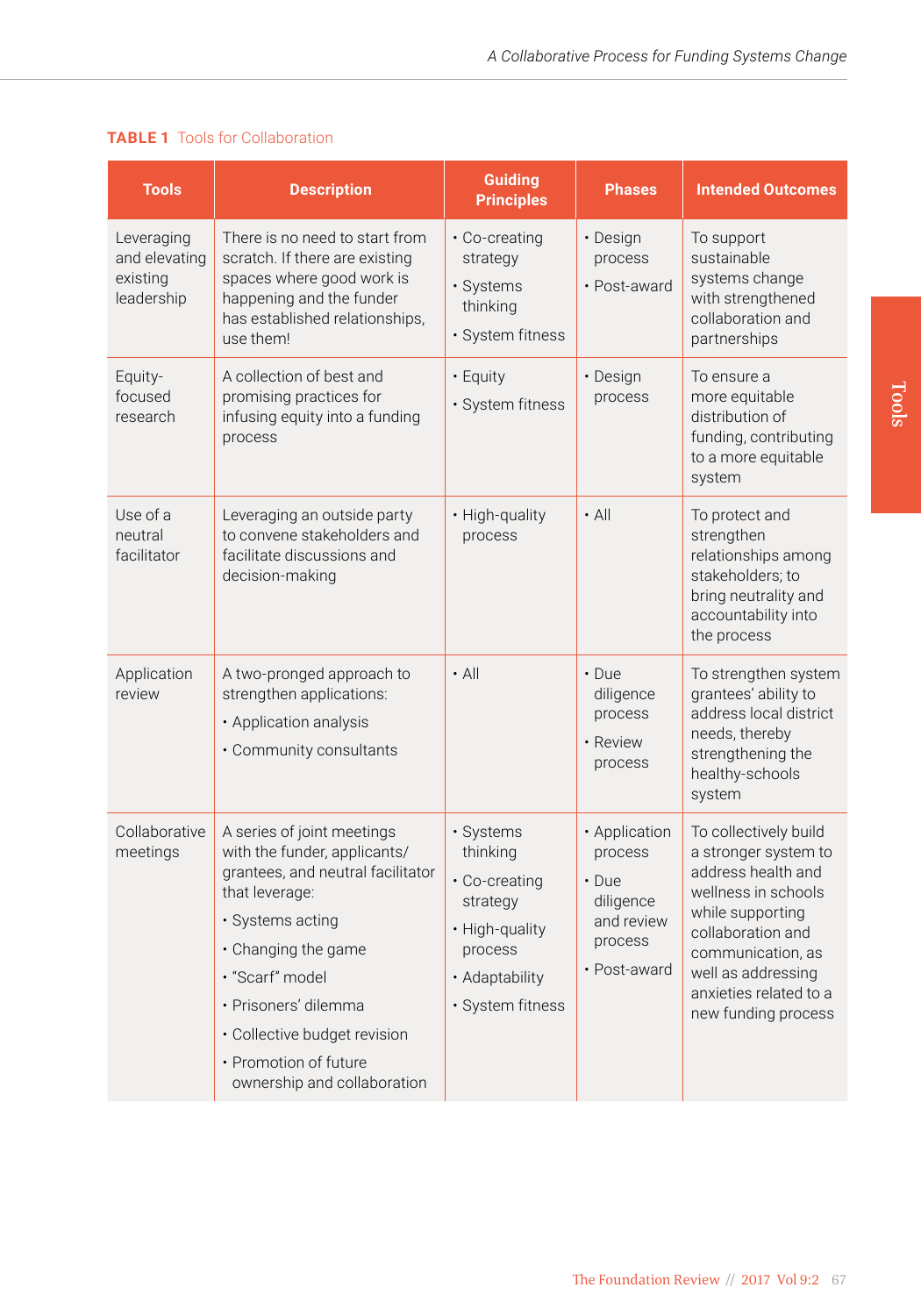**TABLE 1** Tools for Collaboration

| Tools | Description | Guiding Principles | Phases | Intended Outcomes |
|---|---|---|---|---|
| Leveraging and elevating existing leadership | There is no need to start from scratch. If there are existing spaces where good work is happening and the funder has established relationships, use them! | • Co-creating strategy<br>• Systems thinking<br>• System fitness | • Design process<br>• Post-award | To support sustainable systems change with strengthened collaboration and partnerships |
| Equity-focused research | A collection of best and promising practices for infusing equity into a funding process | • Equity<br>• System fitness | • Design process | To ensure a more equitable distribution of funding, contributing to a more equitable system |
| Use of a neutral facilitator | Leveraging an outside party to convene stakeholders and facilitate discussions and decision-making | • High-quality process | • All | To protect and strengthen relationships among stakeholders; to bring neutrality and accountability into the process |
| Application review | A two-pronged approach to strengthen applications:<br>• Application analysis<br>• Community consultants | • All | • Due diligence process<br>• Review process | To strengthen system grantees' ability to address local district needs, thereby strengthening the healthy-schools system |
| Collaborative meetings | A series of joint meetings with the funder, applicants/grantees, and neutral facilitator that leverage:<br>• Systems acting<br>• Changing the game<br>• "Scarf" model<br>• Prisoners' dilemma<br>• Collective budget revision<br>• Promotion of future ownership and collaboration | • Systems thinking<br>• Co-creating strategy<br>• High-quality process<br>• Adaptability<br>• System fitness | • Application process<br>• Due diligence and review process<br>• Post-award | To collectively build a stronger system to address health and wellness in schools while supporting collaboration and communication, as well as addressing anxieties related to a new funding process |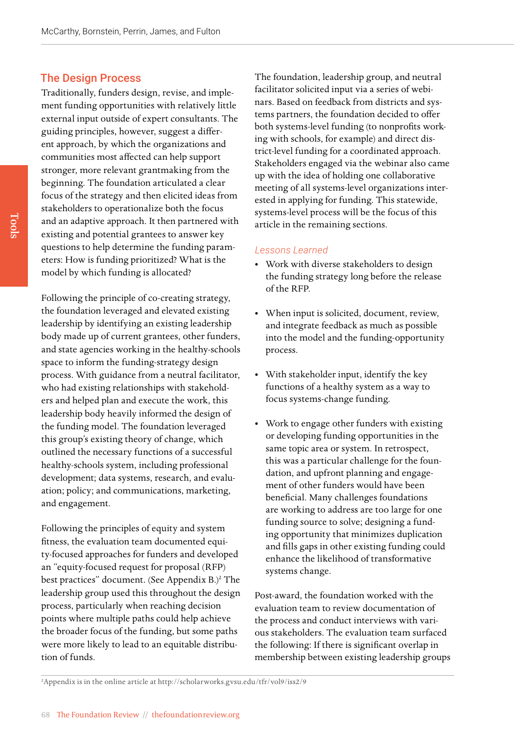## The Design Process

Traditionally, funders design, revise, and implement funding opportunities with relatively little external input outside of expert consultants. The guiding principles, however, suggest a different approach, by which the organizations and communities most affected can help support stronger, more relevant grantmaking from the beginning. The foundation articulated a clear focus of the strategy and then elicited ideas from stakeholders to operationalize both the focus and an adaptive approach. It then partnered with existing and potential grantees to answer key questions to help determine the funding parameters: How is funding prioritized? What is the model by which funding is allocated?

Following the principle of co-creating strategy, the foundation leveraged and elevated existing leadership by identifying an existing leadership body made up of current grantees, other funders, and state agencies working in the healthy-schools space to inform the funding-strategy design process. With guidance from a neutral facilitator, who had existing relationships with stakeholders and helped plan and execute the work, this leadership body heavily informed the design of the funding model. The foundation leveraged this group's existing theory of change, which outlined the necessary functions of a successful healthy-schools system, including professional development; data systems, research, and evaluation; policy; and communications, marketing, and engagement.

Following the principles of equity and system fitness, the evaluation team documented equity-focused approaches for funders and developed an "equity-focused request for proposal (RFP) best practices" document. (See Appendix B.)[2] The leadership group used this throughout the design process, particularly when reaching decision points where multiple paths could help achieve the broader focus of the funding, but some paths were more likely to lead to an equitable distribution of funds.

The foundation, leadership group, and neutral facilitator solicited input via a series of webinars. Based on feedback from districts and systems partners, the foundation decided to offer both systems-level funding (to nonprofits working with schools, for example) and direct district-level funding for a coordinated approach. Stakeholders engaged via the webinar also came up with the idea of holding one collaborative meeting of all systems-level organizations interested in applying for funding. This statewide, systems-level process will be the focus of this article in the remaining sections.

### *Lessons Learned*

- Work with diverse stakeholders to design the funding strategy long before the release of the RFP.
- When input is solicited, document, review, and integrate feedback as much as possible into the model and the funding-opportunity process.
- With stakeholder input, identify the key functions of a healthy system as a way to focus systems-change funding.
- Work to engage other funders with existing or developing funding opportunities in the same topic area or system. In retrospect, this was a particular challenge for the foundation, and upfront planning and engagement of other funders would have been beneficial. Many challenges foundations are working to address are too large for one funding source to solve; designing a funding opportunity that minimizes duplication and fills gaps in other existing funding could enhance the likelihood of transformative systems change.

Post-award, the foundation worked with the evaluation team to review documentation of the process and conduct interviews with various stakeholders. The evaluation team surfaced the following: If there is significant overlap in membership between existing leadership groups

[2] Appendix is in the online article at http://scholarworks.gvsu.edu/tfr/vol9/iss2/9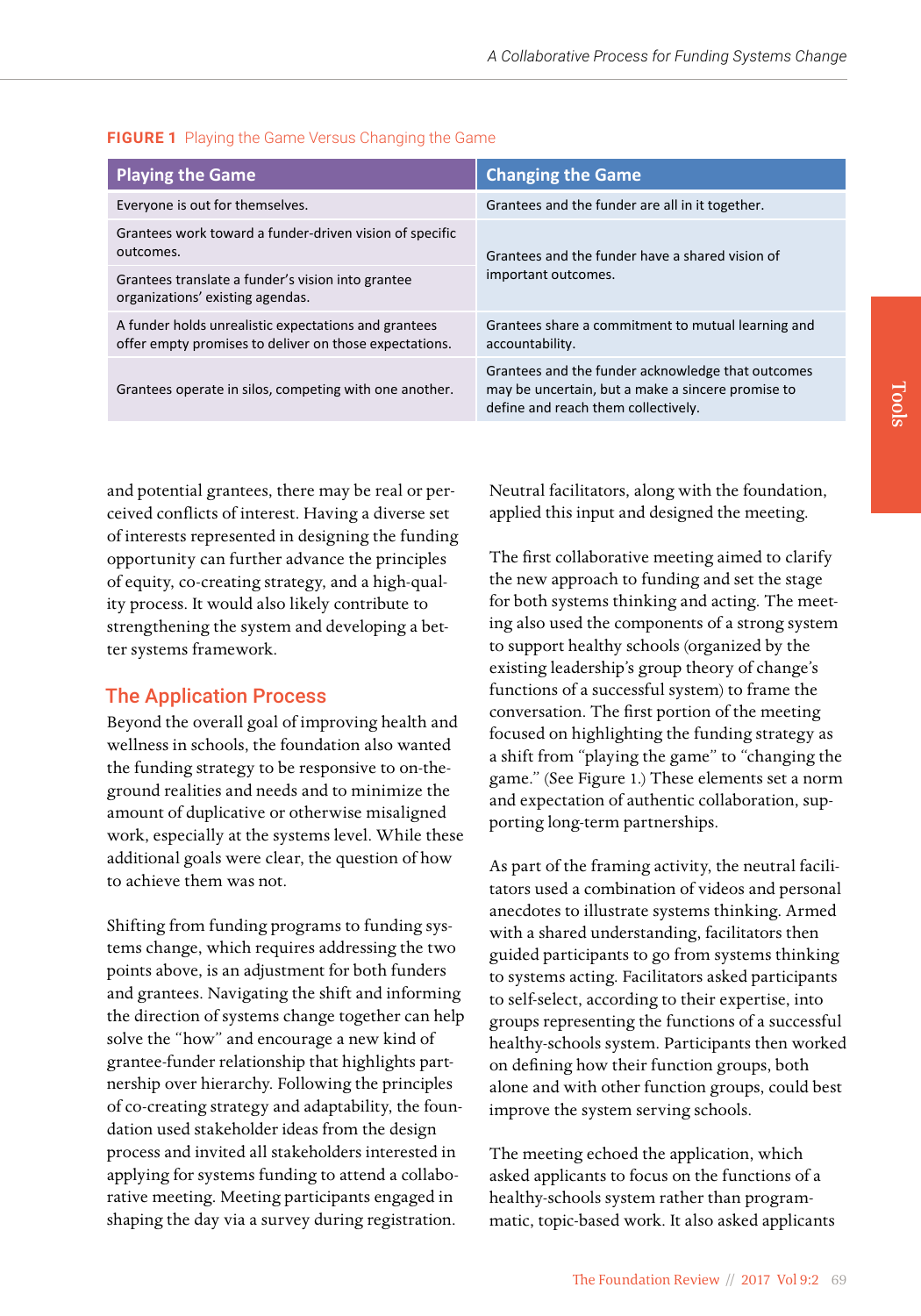**FIGURE 1** Playing the Game Versus Changing the Game

| Playing the Game | Changing the Game |
|---|---|
| Everyone is out for themselves. | Grantees and the funder are all in it together. |
| Grantees work toward a funder-driven vision of specific outcomes. | Grantees and the funder have a shared vision of important outcomes. |
| Grantees translate a funder's vision into grantee organizations' existing agendas. | |
| A funder holds unrealistic expectations and grantees offer empty promises to deliver on those expectations. | Grantees share a commitment to mutual learning and accountability. |
| Grantees operate in silos, competing with one another. | Grantees and the funder acknowledge that outcomes may be uncertain, but a make a sincere promise to define and reach them collectively. |

and potential grantees, there may be real or perceived conflicts of interest. Having a diverse set of interests represented in designing the funding opportunity can further advance the principles of equity, co-creating strategy, and a high-quality process. It would also likely contribute to strengthening the system and developing a better systems framework.

## The Application Process

Beyond the overall goal of improving health and wellness in schools, the foundation also wanted the funding strategy to be responsive to on-the-ground realities and needs and to minimize the amount of duplicative or otherwise misaligned work, especially at the systems level. While these additional goals were clear, the question of how to achieve them was not.

Shifting from funding programs to funding systems change, which requires addressing the two points above, is an adjustment for both funders and grantees. Navigating the shift and informing the direction of systems change together can help solve the "how" and encourage a new kind of grantee-funder relationship that highlights partnership over hierarchy. Following the principles of co-creating strategy and adaptability, the foundation used stakeholder ideas from the design process and invited all stakeholders interested in applying for systems funding to attend a collaborative meeting. Meeting participants engaged in shaping the day via a survey during registration. Neutral facilitators, along with the foundation, applied this input and designed the meeting.

The first collaborative meeting aimed to clarify the new approach to funding and set the stage for both systems thinking and acting. The meeting also used the components of a strong system to support healthy schools (organized by the existing leadership's group theory of change's functions of a successful system) to frame the conversation. The first portion of the meeting focused on highlighting the funding strategy as a shift from "playing the game" to "changing the game." (See Figure 1.) These elements set a norm and expectation of authentic collaboration, supporting long-term partnerships.

As part of the framing activity, the neutral facilitators used a combination of videos and personal anecdotes to illustrate systems thinking. Armed with a shared understanding, facilitators then guided participants to go from systems thinking to systems acting. Facilitators asked participants to self-select, according to their expertise, into groups representing the functions of a successful healthy-schools system. Participants then worked on defining how their function groups, both alone and with other function groups, could best improve the system serving schools.

The meeting echoed the application, which asked applicants to focus on the functions of a healthy-schools system rather than programmatic, topic-based work. It also asked applicants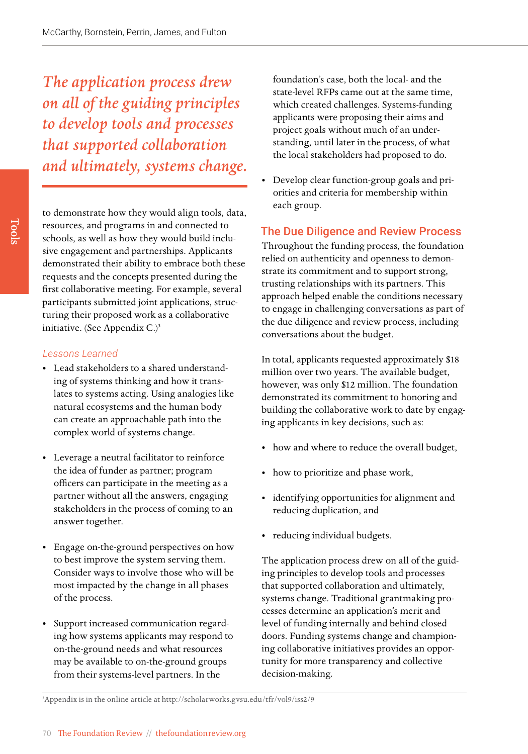*The application process drew on all of the guiding principles to develop tools and processes that supported collaboration and ultimately, systems change.*

to demonstrate how they would align tools, data, resources, and programs in and connected to schools, as well as how they would build inclusive engagement and partnerships. Applicants demonstrated their ability to embrace both these requests and the concepts presented during the first collaborative meeting. For example, several participants submitted joint applications, structuring their proposed work as a collaborative initiative. (See Appendix C.)[3]

### *Lessons Learned*

- Lead stakeholders to a shared understanding of systems thinking and how it translates to systems acting. Using analogies like natural ecosystems and the human body can create an approachable path into the complex world of systems change.
- Leverage a neutral facilitator to reinforce the idea of funder as partner; program officers can participate in the meeting as a partner without all the answers, engaging stakeholders in the process of coming to an answer together.
- Engage on-the-ground perspectives on how to best improve the system serving them. Consider ways to involve those who will be most impacted by the change in all phases of the process.
- Support increased communication regarding how systems applicants may respond to on-the-ground needs and what resources may be available to on-the-ground groups from their systems-level partners. In the foundation's case, both the local- and the state-level RFPs came out at the same time, which created challenges. Systems-funding applicants were proposing their aims and project goals without much of an understanding, until later in the process, of what the local stakeholders had proposed to do.
- Develop clear function-group goals and priorities and criteria for membership within each group.

## The Due Diligence and Review Process

Throughout the funding process, the foundation relied on authenticity and openness to demonstrate its commitment and to support strong, trusting relationships with its partners. This approach helped enable the conditions necessary to engage in challenging conversations as part of the due diligence and review process, including conversations about the budget.

In total, applicants requested approximately $18 million over two years. The available budget, however, was only $12 million. The foundation demonstrated its commitment to honoring and building the collaborative work to date by engaging applicants in key decisions, such as:

- how and where to reduce the overall budget,
- how to prioritize and phase work,
- identifying opportunities for alignment and reducing duplication, and
- reducing individual budgets.

The application process drew on all of the guiding principles to develop tools and processes that supported collaboration and ultimately, systems change. Traditional grantmaking processes determine an application's merit and level of funding internally and behind closed doors. Funding systems change and championing collaborative initiatives provides an opportunity for more transparency and collective decision-making.

[3] Appendix is in the online article at http://scholarworks.gvsu.edu/tfr/vol9/iss2/9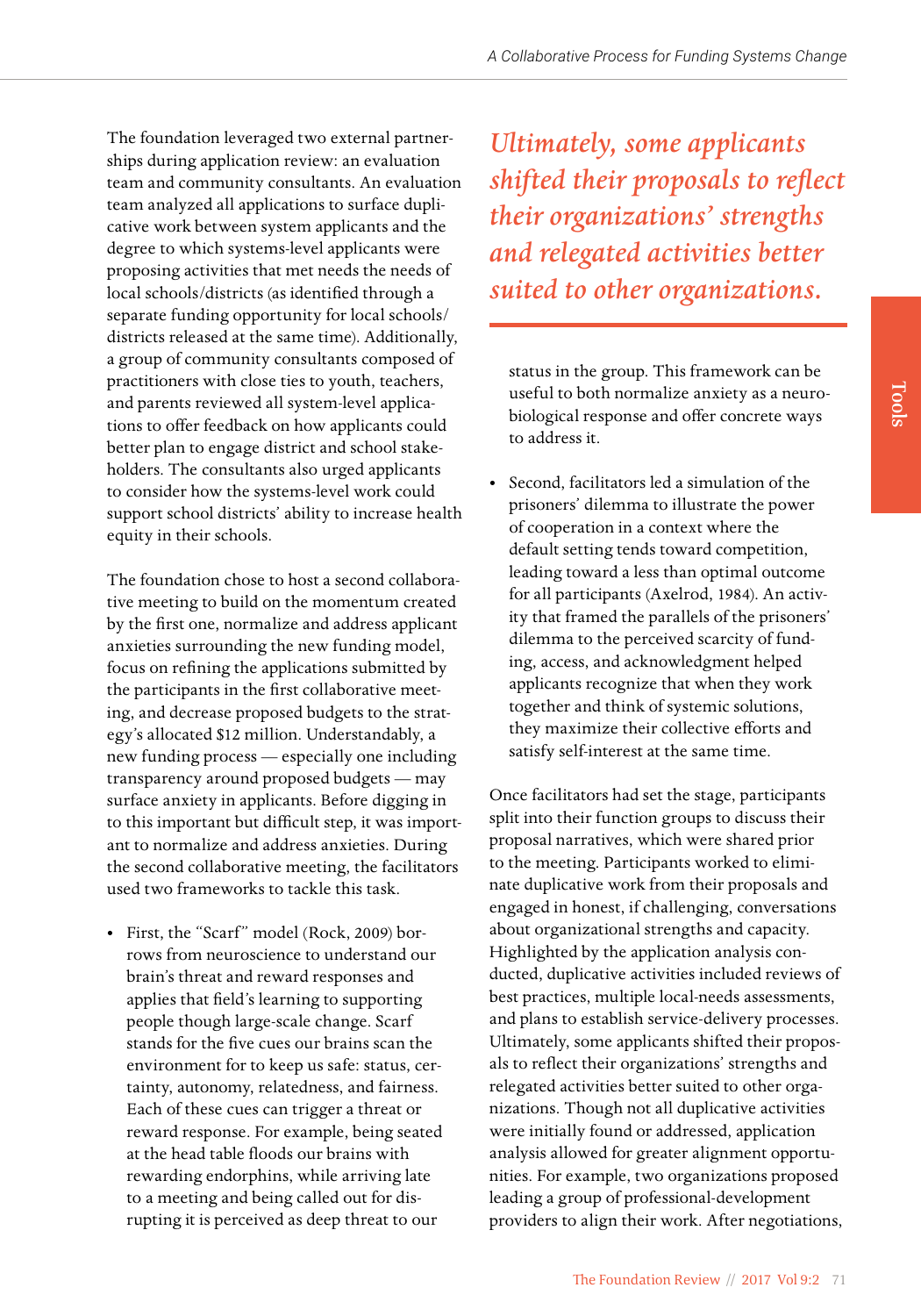The foundation leveraged two external partnerships during application review: an evaluation team and community consultants. An evaluation team analyzed all applications to surface duplicative work between system applicants and the degree to which systems-level applicants were proposing activities that met needs the needs of local schools/districts (as identified through a separate funding opportunity for local schools/districts released at the same time). Additionally, a group of community consultants composed of practitioners with close ties to youth, teachers, and parents reviewed all system-level applications to offer feedback on how applicants could better plan to engage district and school stakeholders. The consultants also urged applicants to consider how the systems-level work could support school districts' ability to increase health equity in their schools.

The foundation chose to host a second collaborative meeting to build on the momentum created by the first one, normalize and address applicant anxieties surrounding the new funding model, focus on refining the applications submitted by the participants in the first collaborative meeting, and decrease proposed budgets to the strategy's allocated $12 million. Understandably, a new funding process — especially one including transparency around proposed budgets — may surface anxiety in applicants. Before digging in to this important but difficult step, it was important to normalize and address anxieties. During the second collaborative meeting, the facilitators used two frameworks to tackle this task.

- First, the "Scarf" model (Rock, 2009) borrows from neuroscience to understand our brain's threat and reward responses and applies that field's learning to supporting people though large-scale change. Scarf stands for the five cues our brains scan the environment for to keep us safe: status, certainty, autonomy, relatedness, and fairness. Each of these cues can trigger a threat or reward response. For example, being seated at the head table floods our brains with rewarding endorphins, while arriving late to a meeting and being called out for disrupting it is perceived as deep threat to our status in the group. This framework can be useful to both normalize anxiety as a neurobiological response and offer concrete ways to address it.
- Second, facilitators led a simulation of the prisoners' dilemma to illustrate the power of cooperation in a context where the default setting tends toward competition, leading toward a less than optimal outcome for all participants (Axelrod, 1984). An activity that framed the parallels of the prisoners' dilemma to the perceived scarcity of funding, access, and acknowledgment helped applicants recognize that when they work together and think of systemic solutions, they maximize their collective efforts and satisfy self-interest at the same time.

*Ultimately, some applicants shifted their proposals to reflect their organizations' strengths and relegated activities better suited to other organizations.*

Once facilitators had set the stage, participants split into their function groups to discuss their proposal narratives, which were shared prior to the meeting. Participants worked to eliminate duplicative work from their proposals and engaged in honest, if challenging, conversations about organizational strengths and capacity. Highlighted by the application analysis conducted, duplicative activities included reviews of best practices, multiple local-needs assessments, and plans to establish service-delivery processes. Ultimately, some applicants shifted their proposals to reflect their organizations' strengths and relegated activities better suited to other organizations. Though not all duplicative activities were initially found or addressed, application analysis allowed for greater alignment opportunities. For example, two organizations proposed leading a group of professional-development providers to align their work. After negotiations,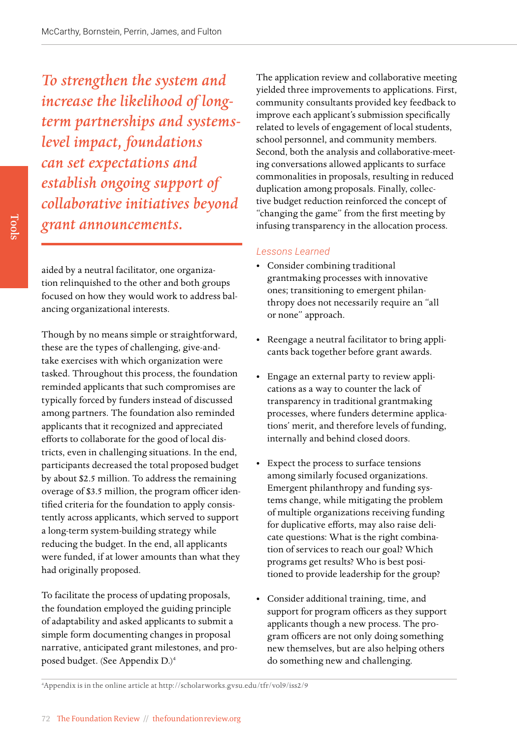*To strengthen the system and increase the likelihood of long-term partnerships and systems-level impact, foundations can set expectations and establish ongoing support of collaborative initiatives beyond grant announcements.*

aided by a neutral facilitator, one organization relinquished to the other and both groups focused on how they would work to address balancing organizational interests.

Though by no means simple or straightforward, these are the types of challenging, give-and-take exercises with which organization were tasked. Throughout this process, the foundation reminded applicants that such compromises are typically forced by funders instead of discussed among partners. The foundation also reminded applicants that it recognized and appreciated efforts to collaborate for the good of local districts, even in challenging situations. In the end, participants decreased the total proposed budget by about $2.5 million. To address the remaining overage of $3.5 million, the program officer identified criteria for the foundation to apply consistently across applicants, which served to support a long-term system-building strategy while reducing the budget. In the end, all applicants were funded, if at lower amounts than what they had originally proposed.

To facilitate the process of updating proposals, the foundation employed the guiding principle of adaptability and asked applicants to submit a simple form documenting changes in proposal narrative, anticipated grant milestones, and proposed budget. (See Appendix D.)[4]

The application review and collaborative meeting yielded three improvements to applications. First, community consultants provided key feedback to improve each applicant's submission specifically related to levels of engagement of local students, school personnel, and community members. Second, both the analysis and collaborative-meeting conversations allowed applicants to surface commonalities in proposals, resulting in reduced duplication among proposals. Finally, collective budget reduction reinforced the concept of "changing the game" from the first meeting by infusing transparency in the allocation process.

### Lessons Learned

- Consider combining traditional grantmaking processes with innovative ones; transitioning to emergent philanthropy does not necessarily require an "all or none" approach.
- Reengage a neutral facilitator to bring applicants back together before grant awards.
- Engage an external party to review applications as a way to counter the lack of transparency in traditional grantmaking processes, where funders determine applications' merit, and therefore levels of funding, internally and behind closed doors.
- Expect the process to surface tensions among similarly focused organizations. Emergent philanthropy and funding systems change, while mitigating the problem of multiple organizations receiving funding for duplicative efforts, may also raise delicate questions: What is the right combination of services to reach our goal? Which programs get results? Who is best positioned to provide leadership for the group?
- Consider additional training, time, and support for program officers as they support applicants though a new process. The program officers are not only doing something new themselves, but are also helping others do something new and challenging.

[4] Appendix is in the online article at http://scholarworks.gvsu.edu/tfr/vol9/iss2/9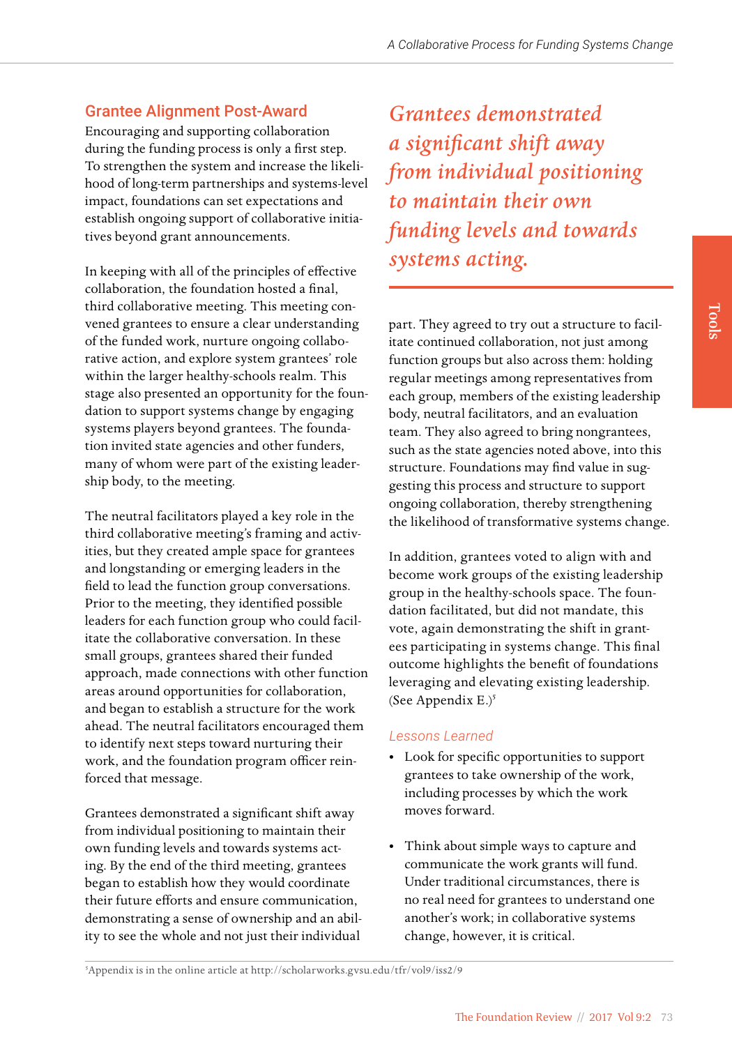## Grantee Alignment Post-Award

Encouraging and supporting collaboration during the funding process is only a first step. To strengthen the system and increase the likelihood of long-term partnerships and systems-level impact, foundations can set expectations and establish ongoing support of collaborative initiatives beyond grant announcements.

In keeping with all of the principles of effective collaboration, the foundation hosted a final, third collaborative meeting. This meeting convened grantees to ensure a clear understanding of the funded work, nurture ongoing collaborative action, and explore system grantees' role within the larger healthy-schools realm. This stage also presented an opportunity for the foundation to support systems change by engaging systems players beyond grantees. The foundation invited state agencies and other funders, many of whom were part of the existing leadership body, to the meeting.

The neutral facilitators played a key role in the third collaborative meeting's framing and activities, but they created ample space for grantees and longstanding or emerging leaders in the field to lead the function group conversations. Prior to the meeting, they identified possible leaders for each function group who could facilitate the collaborative conversation. In these small groups, grantees shared their funded approach, made connections with other function areas around opportunities for collaboration, and began to establish a structure for the work ahead. The neutral facilitators encouraged them to identify next steps toward nurturing their work, and the foundation program officer reinforced that message.

Grantees demonstrated a significant shift away from individual positioning to maintain their own funding levels and towards systems acting. By the end of the third meeting, grantees began to establish how they would coordinate their future efforts and ensure communication, demonstrating a sense of ownership and an ability to see the whole and not just their individual part. They agreed to try out a structure to facilitate continued collaboration, not just among function groups but also across them: holding regular meetings among representatives from each group, members of the existing leadership body, neutral facilitators, and an evaluation team. They also agreed to bring nongrantees, such as the state agencies noted above, into this structure. Foundations may find value in suggesting this process and structure to support ongoing collaboration, thereby strengthening the likelihood of transformative systems change.

*Grantees demonstrated a significant shift away from individual positioning to maintain their own funding levels and towards systems acting.*

In addition, grantees voted to align with and become work groups of the existing leadership group in the healthy-schools space. The foundation facilitated, but did not mandate, this vote, again demonstrating the shift in grantees participating in systems change. This final outcome highlights the benefit of foundations leveraging and elevating existing leadership. (See Appendix E.)[5]

### Lessons Learned

- Look for specific opportunities to support grantees to take ownership of the work, including processes by which the work moves forward.
- Think about simple ways to capture and communicate the work grants will fund. Under traditional circumstances, there is no real need for grantees to understand one another's work; in collaborative systems change, however, it is critical.

[5]Appendix is in the online article at http://scholarworks.gvsu.edu/tfr/vol9/iss2/9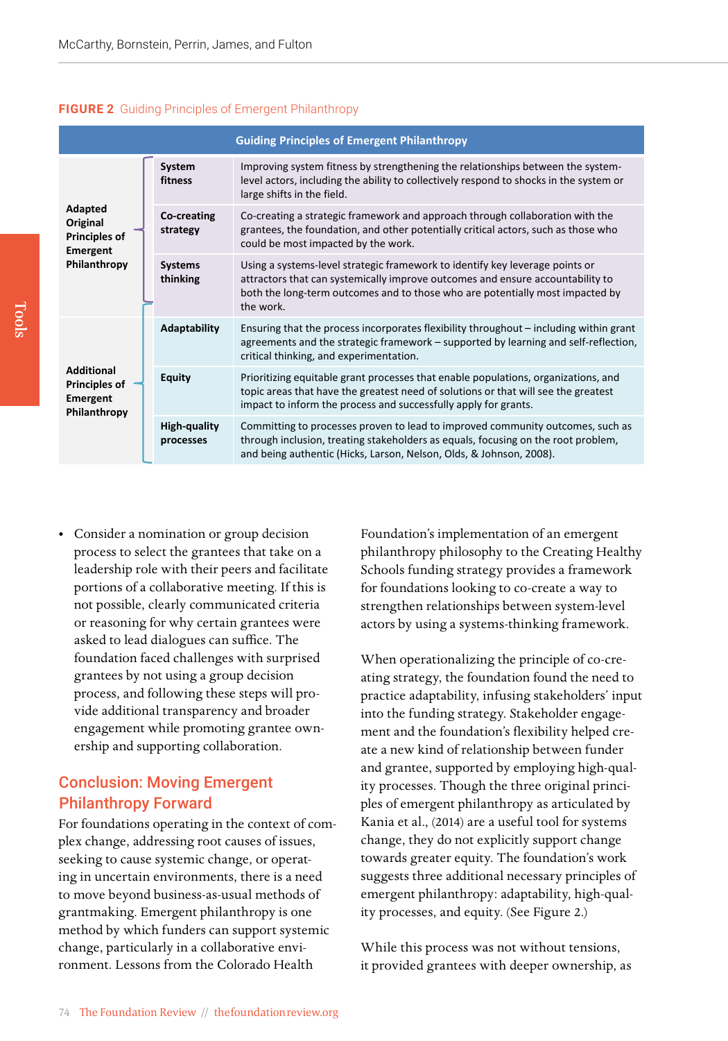**FIGURE 2** Guiding Principles of Emergent Philanthropy

| Guiding Principles of Emergent Philanthropy | | |
|---|---|---|
| **Adapted Original Principles of Emergent Philanthropy** | **System fitness** | Improving system fitness by strengthening the relationships between the system-level actors, including the ability to collectively respond to shocks in the system or large shifts in the field. |
| | **Co-creating strategy** | Co-creating a strategic framework and approach through collaboration with the grantees, the foundation, and other potentially critical actors, such as those who could be most impacted by the work. |
| | **Systems thinking** | Using a systems-level strategic framework to identify key leverage points or attractors that can systemically improve outcomes and ensure accountability to both the long-term outcomes and to those who are potentially most impacted by the work. |
| **Additional Principles of Emergent Philanthropy** | **Adaptability** | Ensuring that the process incorporates flexibility throughout – including within grant agreements and the strategic framework – supported by learning and self-reflection, critical thinking, and experimentation. |
| | **Equity** | Prioritizing equitable grant processes that enable populations, organizations, and topic areas that have the greatest need of solutions or that will see the greatest impact to inform the process and successfully apply for grants. |
| | **High-quality processes** | Committing to processes proven to lead to improved community outcomes, such as through inclusion, treating stakeholders as equals, focusing on the root problem, and being authentic (Hicks, Larson, Nelson, Olds, & Johnson, 2008). |

- Consider a nomination or group decision process to select the grantees that take on a leadership role with their peers and facilitate portions of a collaborative meeting. If this is not possible, clearly communicated criteria or reasoning for why certain grantees were asked to lead dialogues can suffice. The foundation faced challenges with surprised grantees by not using a group decision process, and following these steps will provide additional transparency and broader engagement while promoting grantee ownership and supporting collaboration.

## Conclusion: Moving Emergent Philanthropy Forward

For foundations operating in the context of complex change, addressing root causes of issues, seeking to cause systemic change, or operating in uncertain environments, there is a need to move beyond business-as-usual methods of grantmaking. Emergent philanthropy is one method by which funders can support systemic change, particularly in a collaborative environment. Lessons from the Colorado Health Foundation's implementation of an emergent philanthropy philosophy to the Creating Healthy Schools funding strategy provides a framework for foundations looking to co-create a way to strengthen relationships between system-level actors by using a systems-thinking framework.

When operationalizing the principle of co-creating strategy, the foundation found the need to practice adaptability, infusing stakeholders' input into the funding strategy. Stakeholder engagement and the foundation's flexibility helped create a new kind of relationship between funder and grantee, supported by employing high-quality processes. Though the three original principles of emergent philanthropy as articulated by Kania et al., (2014) are a useful tool for systems change, they do not explicitly support change towards greater equity. The foundation's work suggests three additional necessary principles of emergent philanthropy: adaptability, high-quality processes, and equity. (See Figure 2.)

While this process was not without tensions, it provided grantees with deeper ownership, as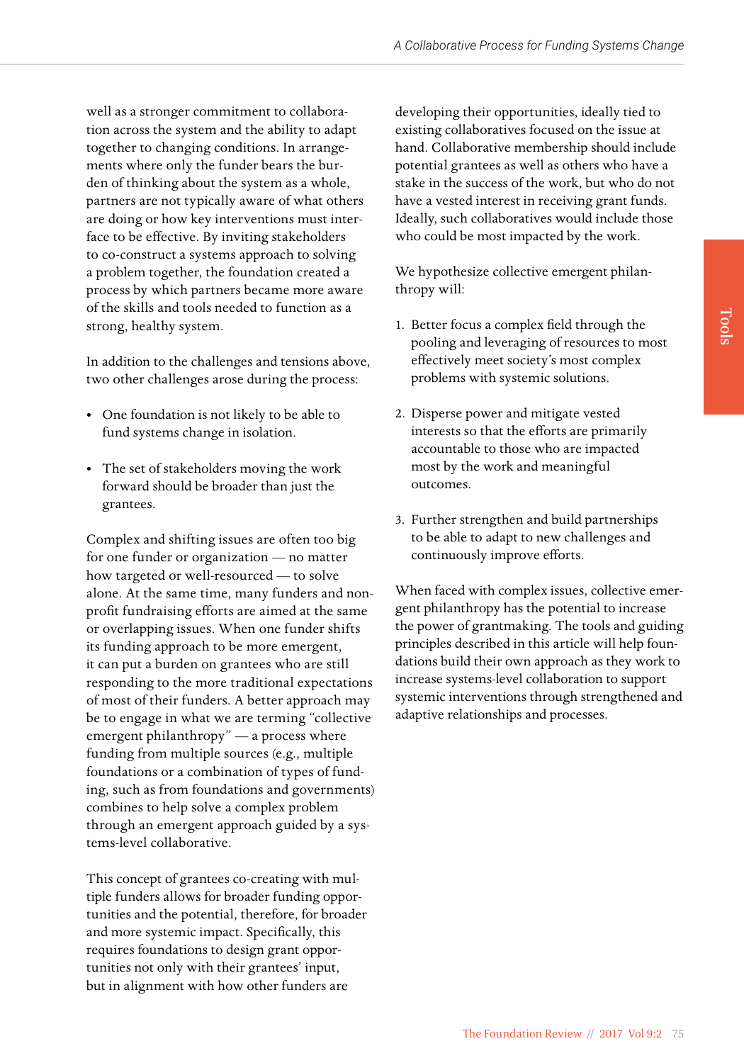well as a stronger commitment to collaboration across the system and the ability to adapt together to changing conditions. In arrangements where only the funder bears the burden of thinking about the system as a whole, partners are not typically aware of what others are doing or how key interventions must interface to be effective. By inviting stakeholders to co-construct a systems approach to solving a problem together, the foundation created a process by which partners became more aware of the skills and tools needed to function as a strong, healthy system.

In addition to the challenges and tensions above, two other challenges arose during the process:

- One foundation is not likely to be able to fund systems change in isolation.
- The set of stakeholders moving the work forward should be broader than just the grantees.

Complex and shifting issues are often too big for one funder or organization — no matter how targeted or well-resourced — to solve alone. At the same time, many funders and nonprofit fundraising efforts are aimed at the same or overlapping issues. When one funder shifts its funding approach to be more emergent, it can put a burden on grantees who are still responding to the more traditional expectations of most of their funders. A better approach may be to engage in what we are terming "collective emergent philanthropy" — a process where funding from multiple sources (e.g., multiple foundations or a combination of types of funding, such as from foundations and governments) combines to help solve a complex problem through an emergent approach guided by a systems-level collaborative.

This concept of grantees co-creating with multiple funders allows for broader funding opportunities and the potential, therefore, for broader and more systemic impact. Specifically, this requires foundations to design grant opportunities not only with their grantees' input, but in alignment with how other funders are developing their opportunities, ideally tied to existing collaboratives focused on the issue at hand. Collaborative membership should include potential grantees as well as others who have a stake in the success of the work, but who do not have a vested interest in receiving grant funds. Ideally, such collaboratives would include those who could be most impacted by the work.

We hypothesize collective emergent philanthropy will:

1. Better focus a complex field through the pooling and leveraging of resources to most effectively meet society's most complex problems with systemic solutions.
2. Disperse power and mitigate vested interests so that the efforts are primarily accountable to those who are impacted most by the work and meaningful outcomes.
3. Further strengthen and build partnerships to be able to adapt to new challenges and continuously improve efforts.

When faced with complex issues, collective emergent philanthropy has the potential to increase the power of grantmaking. The tools and guiding principles described in this article will help foundations build their own approach as they work to increase systems-level collaboration to support systemic interventions through strengthened and adaptive relationships and processes.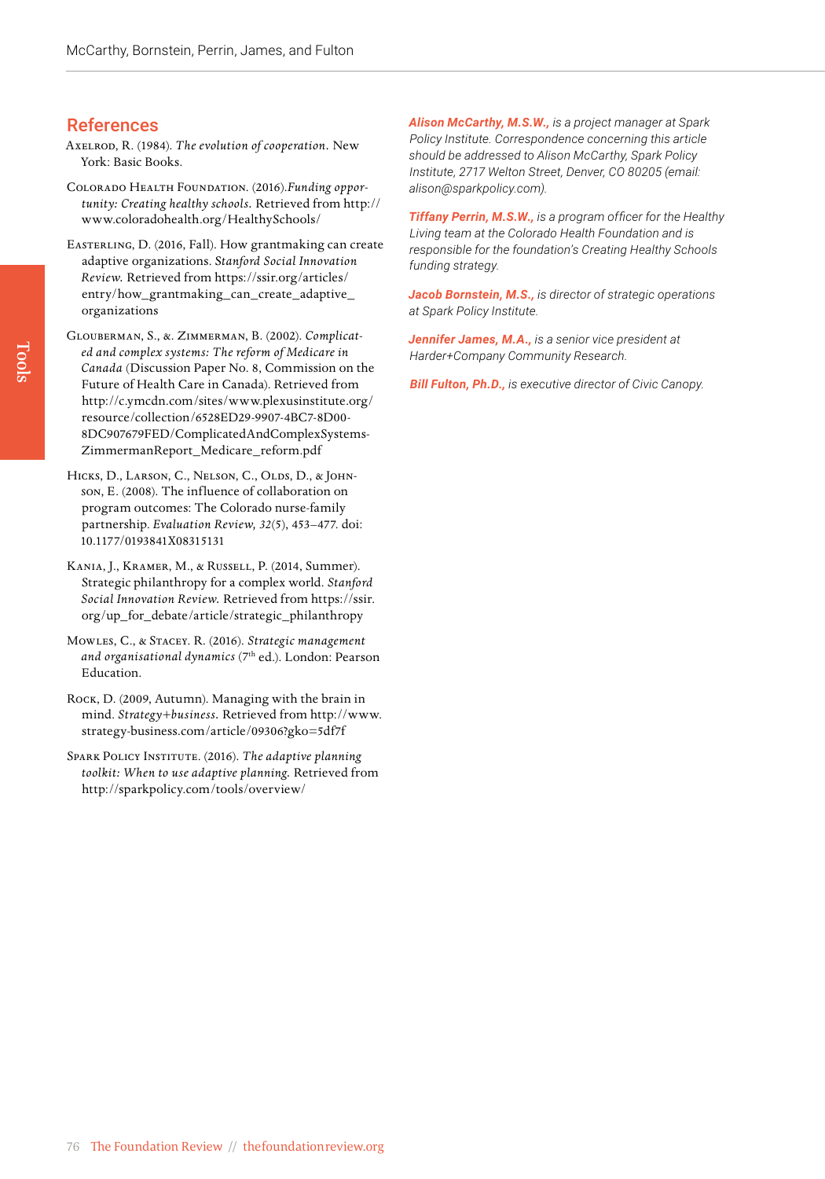## References

Axelrod, R. (1984). *The evolution of cooperation.* New York: Basic Books.

Colorado Health Foundation. (2016).*Funding opportunity: Creating healthy schools.* Retrieved from http://www.coloradohealth.org/HealthySchools/

Easterling, D. (2016, Fall). How grantmaking can create adaptive organizations. *Stanford Social Innovation Review.* Retrieved from https://ssir.org/articles/entry/how_grantmaking_can_create_adaptive_organizations

Glouberman, S., &. Zimmerman, B. (2002). *Complicated and complex systems: The reform of Medicare in Canada* (Discussion Paper No. 8, Commission on the Future of Health Care in Canada). Retrieved from http://c.ymcdn.com/sites/www.plexusinstitute.org/resource/collection/6528ED29-9907-4BC7-8D00-8DC907679FED/ComplicatedAndComplexSystems-ZimmermanReport_Medicare_reform.pdf

Hicks, D., Larson, C., Nelson, C., Olds, D., & Johnson, E. (2008). The influence of collaboration on program outcomes: The Colorado nurse-family partnership. *Evaluation Review, 32*(5), 453–477. doi: 10.1177/0193841X08315131

Kania, J., Kramer, M., & Russell, P. (2014, Summer). Strategic philanthropy for a complex world. *Stanford Social Innovation Review.* Retrieved from https://ssir.org/up_for_debate/article/strategic_philanthropy

Mowles, C., & Stacey. R. (2016). *Strategic management and organisational dynamics* (7th ed.). London: Pearson Education.

Rock, D. (2009, Autumn). Managing with the brain in mind. *Strategy+business.* Retrieved from http://www.strategy-business.com/article/09306?gko=5df7f

Spark Policy Institute. (2016). *The adaptive planning toolkit: When to use adaptive planning.* Retrieved from http://sparkpolicy.com/tools/overview/

***Alison McCarthy, M.S.W.,*** *is a project manager at Spark Policy Institute. Correspondence concerning this article should be addressed to Alison McCarthy, Spark Policy Institute, 2717 Welton Street, Denver, CO 80205 (email: alison@sparkpolicy.com).*

***Tiffany Perrin, M.S.W.,*** *is a program officer for the Healthy Living team at the Colorado Health Foundation and is responsible for the foundation's Creating Healthy Schools funding strategy.*

***Jacob Bornstein, M.S.,*** *is director of strategic operations at Spark Policy Institute.*

***Jennifer James, M.A.,*** *is a senior vice president at Harder+Company Community Research.*

***Bill Fulton, Ph.D.,*** *is executive director of Civic Canopy.*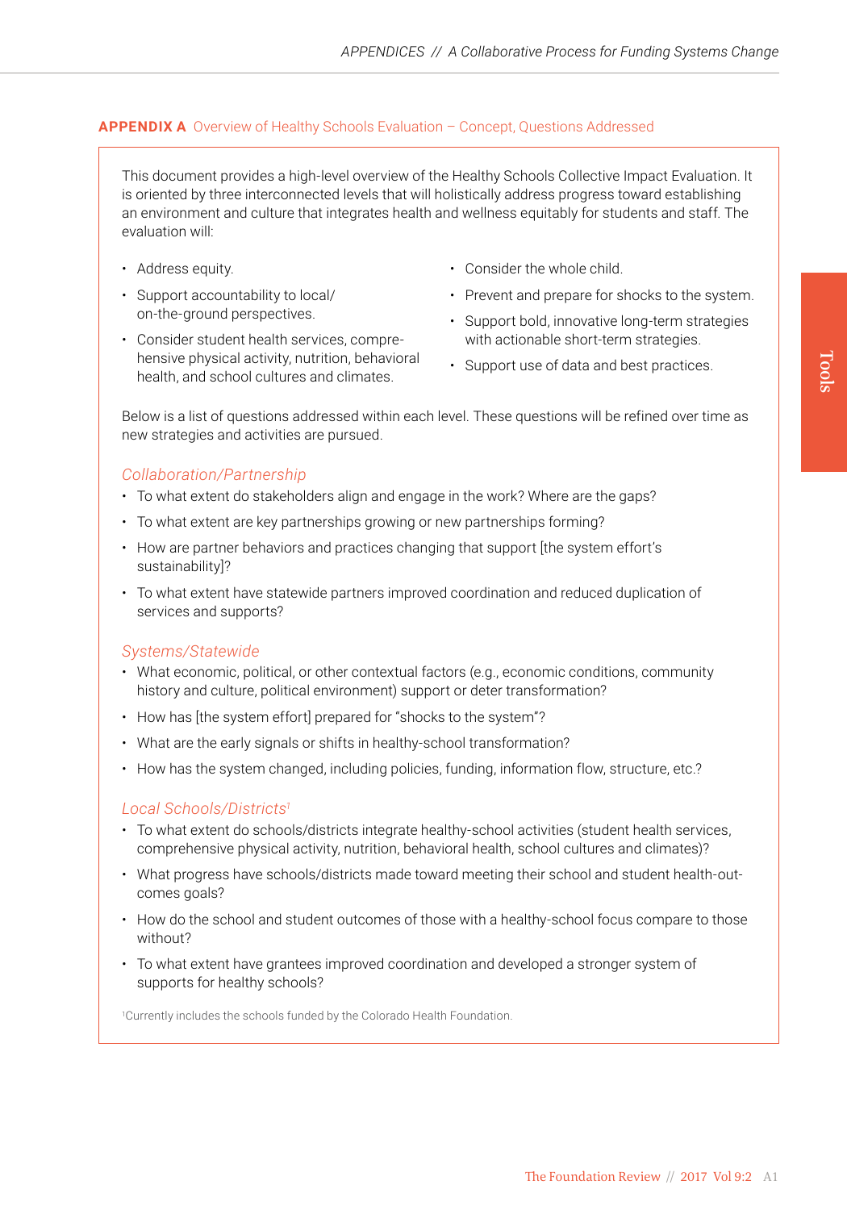## APPENDIX A Overview of Healthy Schools Evaluation – Concept, Questions Addressed

This document provides a high-level overview of the Healthy Schools Collective Impact Evaluation. It is oriented by three interconnected levels that will holistically address progress toward establishing an environment and culture that integrates health and wellness equitably for students and staff. The evaluation will:

- Address equity.
- Support accountability to local/on-the-ground perspectives.
- Consider student health services, comprehensive physical activity, nutrition, behavioral health, and school cultures and climates.
- Consider the whole child.
- Prevent and prepare for shocks to the system.
- Support bold, innovative long-term strategies with actionable short-term strategies.
- Support use of data and best practices.

Below is a list of questions addressed within each level. These questions will be refined over time as new strategies and activities are pursued.

### *Collaboration/Partnership*

- To what extent do stakeholders align and engage in the work? Where are the gaps?
- To what extent are key partnerships growing or new partnerships forming?
- How are partner behaviors and practices changing that support [the system effort's sustainability]?
- To what extent have statewide partners improved coordination and reduced duplication of services and supports?

### *Systems/Statewide*

- What economic, political, or other contextual factors (e.g., economic conditions, community history and culture, political environment) support or deter transformation?
- How has [the system effort] prepared for "shocks to the system"?
- What are the early signals or shifts in healthy-school transformation?
- How has the system changed, including policies, funding, information flow, structure, etc.?

### *Local Schools/Districts*[1]

- To what extent do schools/districts integrate healthy-school activities (student health services, comprehensive physical activity, nutrition, behavioral health, school cultures and climates)?
- What progress have schools/districts made toward meeting their school and student health-outcomes goals?
- How do the school and student outcomes of those with a healthy-school focus compare to those without?
- To what extent have grantees improved coordination and developed a stronger system of supports for healthy schools?

[1]Currently includes the schools funded by the Colorado Health Foundation.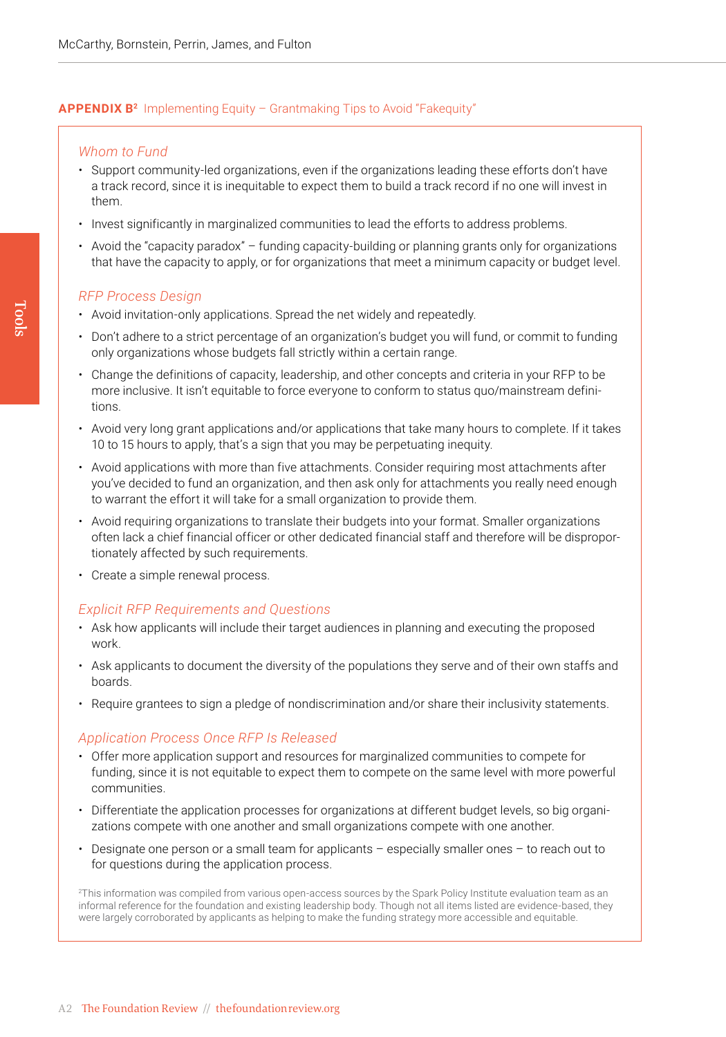## APPENDIX B[2] Implementing Equity – Grantmaking Tips to Avoid "Fakequity"

### *Whom to Fund*

- Support community-led organizations, even if the organizations leading these efforts don't have a track record, since it is inequitable to expect them to build a track record if no one will invest in them.
- Invest significantly in marginalized communities to lead the efforts to address problems.
- Avoid the "capacity paradox" – funding capacity-building or planning grants only for organizations that have the capacity to apply, or for organizations that meet a minimum capacity or budget level.

### *RFP Process Design*

- Avoid invitation-only applications. Spread the net widely and repeatedly.
- Don't adhere to a strict percentage of an organization's budget you will fund, or commit to funding only organizations whose budgets fall strictly within a certain range.
- Change the definitions of capacity, leadership, and other concepts and criteria in your RFP to be more inclusive. It isn't equitable to force everyone to conform to status quo/mainstream definitions.
- Avoid very long grant applications and/or applications that take many hours to complete. If it takes 10 to 15 hours to apply, that's a sign that you may be perpetuating inequity.
- Avoid applications with more than five attachments. Consider requiring most attachments after you've decided to fund an organization, and then ask only for attachments you really need enough to warrant the effort it will take for a small organization to provide them.
- Avoid requiring organizations to translate their budgets into your format. Smaller organizations often lack a chief financial officer or other dedicated financial staff and therefore will be disproportionately affected by such requirements.
- Create a simple renewal process.

### *Explicit RFP Requirements and Questions*

- Ask how applicants will include their target audiences in planning and executing the proposed work.
- Ask applicants to document the diversity of the populations they serve and of their own staffs and boards.
- Require grantees to sign a pledge of nondiscrimination and/or share their inclusivity statements.

### *Application Process Once RFP Is Released*

- Offer more application support and resources for marginalized communities to compete for funding, since it is not equitable to expect them to compete on the same level with more powerful communities.
- Differentiate the application processes for organizations at different budget levels, so big organizations compete with one another and small organizations compete with one another.
- Designate one person or a small team for applicants – especially smaller ones – to reach out to for questions during the application process.

[2]This information was compiled from various open-access sources by the Spark Policy Institute evaluation team as an informal reference for the foundation and existing leadership body. Though not all items listed are evidence-based, they were largely corroborated by applicants as helping to make the funding strategy more accessible and equitable.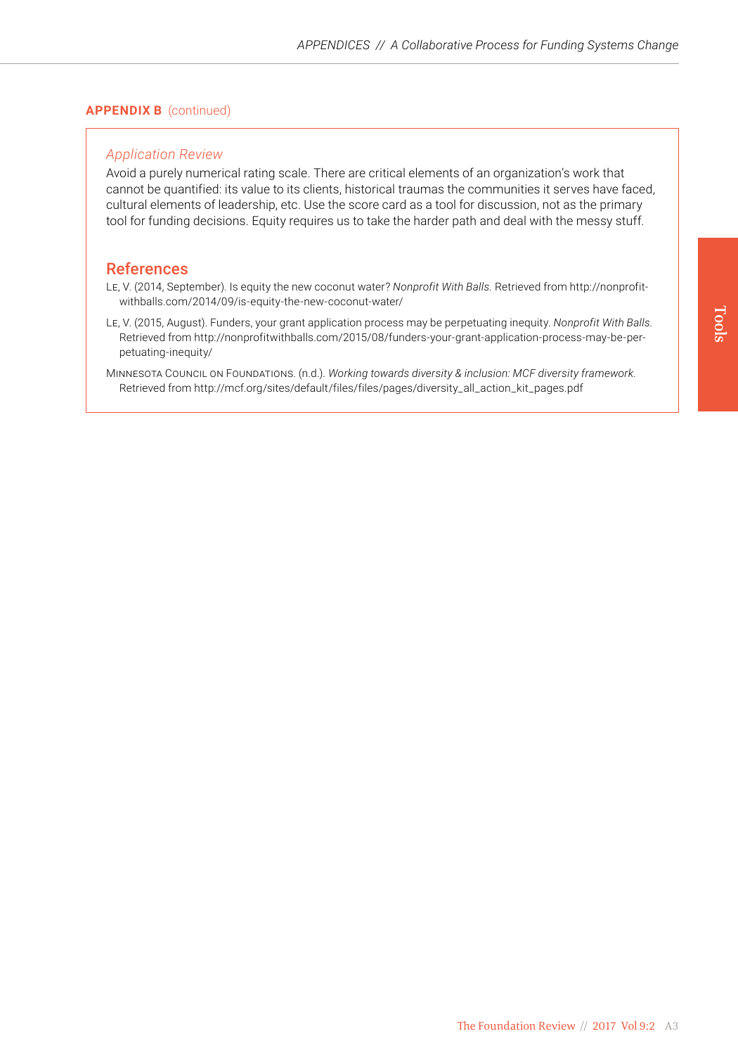**APPENDIX B** (continued)

*Application Review*

Avoid a purely numerical rating scale. There are critical elements of an organization's work that cannot be quantified: its value to its clients, historical traumas the communities it serves have faced, cultural elements of leadership, etc. Use the score card as a tool for discussion, not as the primary tool for funding decisions. Equity requires us to take the harder path and deal with the messy stuff.

## References

Le, V. (2014, September). Is equity the new coconut water? *Nonprofit With Balls.* Retrieved from http://nonprofitwithballs.com/2014/09/is-equity-the-new-coconut-water/

Le, V. (2015, August). Funders, your grant application process may be perpetuating inequity. *Nonprofit With Balls.* Retrieved from http://nonprofitwithballs.com/2015/08/funders-your-grant-application-process-may-be-perpetuating-inequity/

Minnesota Council on Foundations. (n.d.). *Working towards diversity & inclusion: MCF diversity framework.* Retrieved from http://mcf.org/sites/default/files/files/pages/diversity_all_action_kit_pages.pdf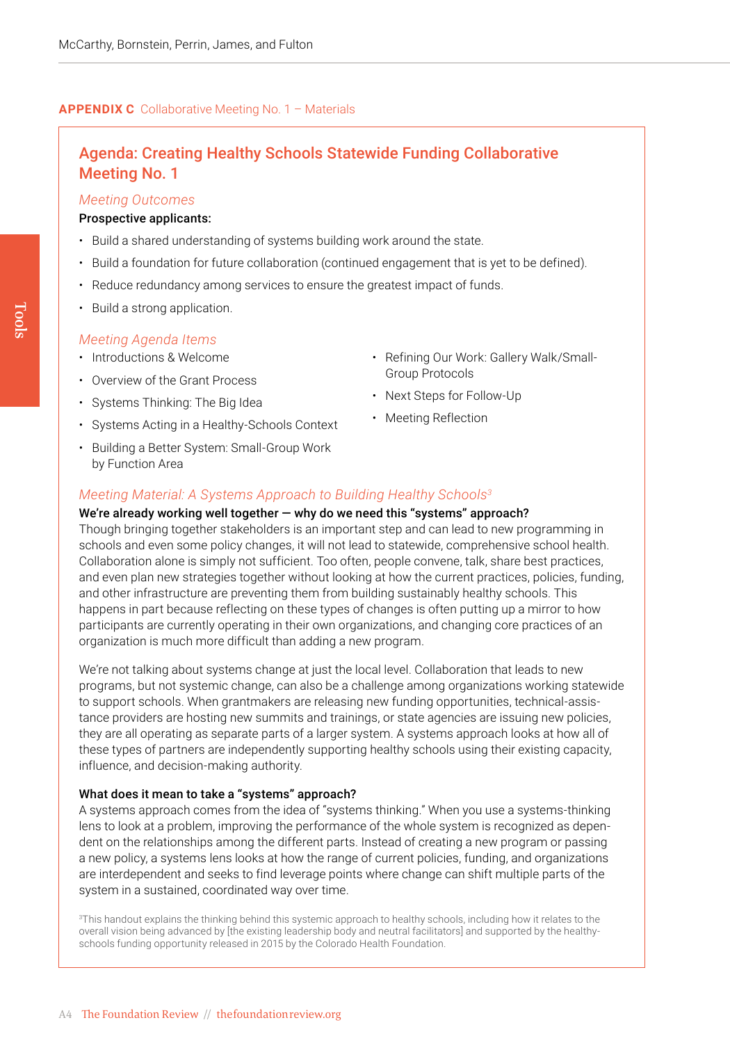**APPENDIX C** Collaborative Meeting No. 1 – Materials

## Agenda: Creating Healthy Schools Statewide Funding Collaborative Meeting No. 1

### *Meeting Outcomes*

**Prospective applicants:**

- Build a shared understanding of systems building work around the state.
- Build a foundation for future collaboration (continued engagement that is yet to be defined).
- Reduce redundancy among services to ensure the greatest impact of funds.
- Build a strong application.

### *Meeting Agenda Items*

- Introductions & Welcome
- Overview of the Grant Process
- Systems Thinking: The Big Idea
- Systems Acting in a Healthy-Schools Context
- Building a Better System: Small-Group Work by Function Area
- Refining Our Work: Gallery Walk/Small-Group Protocols
- Next Steps for Follow-Up
- Meeting Reflection

### *Meeting Material: A Systems Approach to Building Healthy Schools*[3]

**We're already working well together — why do we need this "systems" approach?**

Though bringing together stakeholders is an important step and can lead to new programming in schools and even some policy changes, it will not lead to statewide, comprehensive school health. Collaboration alone is simply not sufficient. Too often, people convene, talk, share best practices, and even plan new strategies together without looking at how the current practices, policies, funding, and other infrastructure are preventing them from building sustainably healthy schools. This happens in part because reflecting on these types of changes is often putting up a mirror to how participants are currently operating in their own organizations, and changing core practices of an organization is much more difficult than adding a new program.

We're not talking about systems change at just the local level. Collaboration that leads to new programs, but not systemic change, can also be a challenge among organizations working statewide to support schools. When grantmakers are releasing new funding opportunities, technical-assistance providers are hosting new summits and trainings, or state agencies are issuing new policies, they are all operating as separate parts of a larger system. A systems approach looks at how all of these types of partners are independently supporting healthy schools using their existing capacity, influence, and decision-making authority.

**What does it mean to take a "systems" approach?**

A systems approach comes from the idea of "systems thinking." When you use a systems-thinking lens to look at a problem, improving the performance of the whole system is recognized as dependent on the relationships among the different parts. Instead of creating a new program or passing a new policy, a systems lens looks at how the range of current policies, funding, and organizations are interdependent and seeks to find leverage points where change can shift multiple parts of the system in a sustained, coordinated way over time.

[3]This handout explains the thinking behind this systemic approach to healthy schools, including how it relates to the overall vision being advanced by [the existing leadership body and neutral facilitators] and supported by the healthy-schools funding opportunity released in 2015 by the Colorado Health Foundation.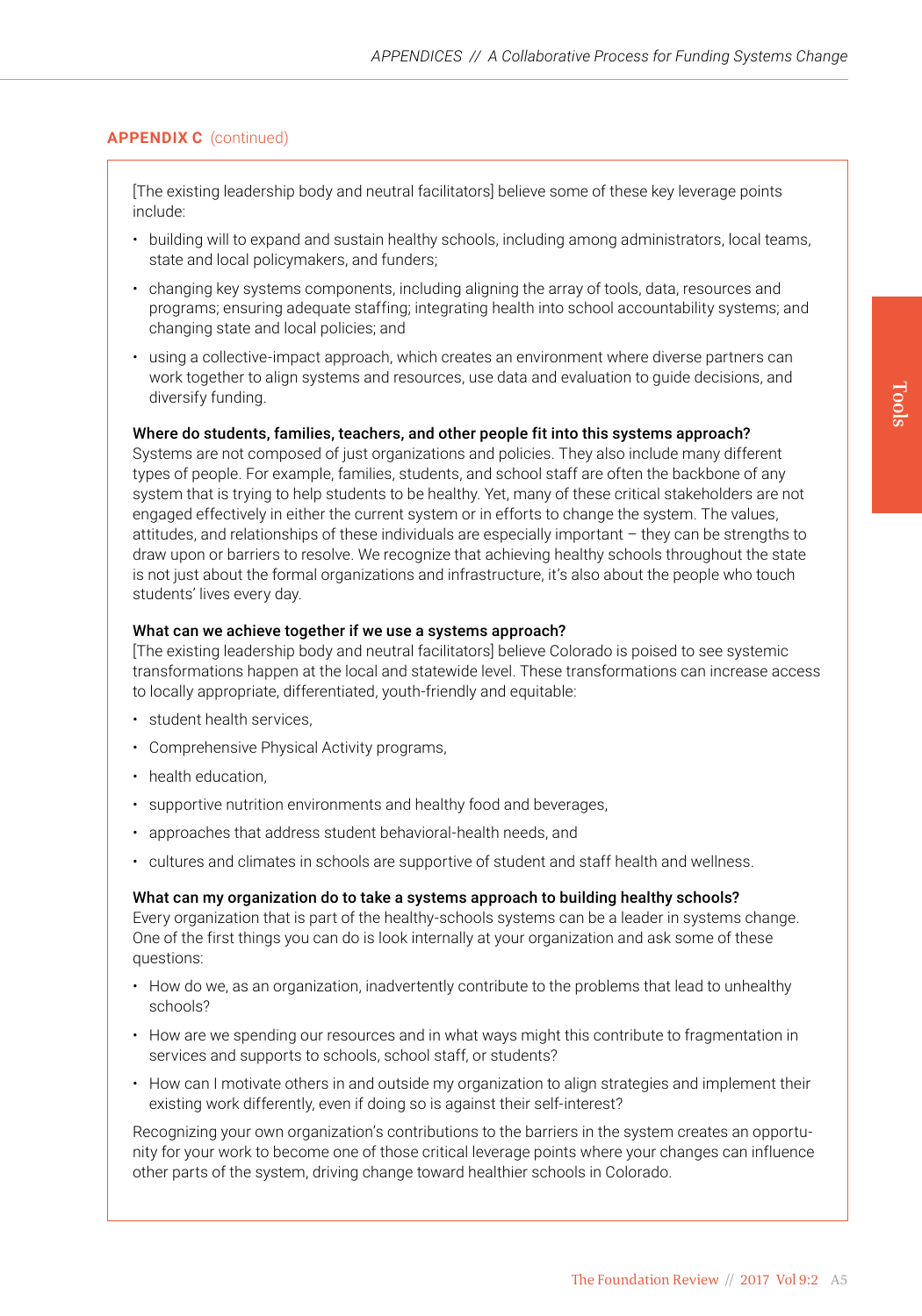**APPENDIX C** (continued)

[The existing leadership body and neutral facilitators] believe some of these key leverage points include:

- building will to expand and sustain healthy schools, including among administrators, local teams, state and local policymakers, and funders;
- changing key systems components, including aligning the array of tools, data, resources and programs; ensuring adequate staffing; integrating health into school accountability systems; and changing state and local policies; and
- using a collective-impact approach, which creates an environment where diverse partners can work together to align systems and resources, use data and evaluation to guide decisions, and diversify funding.

**Where do students, families, teachers, and other people fit into this systems approach?**
Systems are not composed of just organizations and policies. They also include many different types of people. For example, families, students, and school staff are often the backbone of any system that is trying to help students to be healthy. Yet, many of these critical stakeholders are not engaged effectively in either the current system or in efforts to change the system. The values, attitudes, and relationships of these individuals are especially important – they can be strengths to draw upon or barriers to resolve. We recognize that achieving healthy schools throughout the state is not just about the formal organizations and infrastructure, it's also about the people who touch students' lives every day.

**What can we achieve together if we use a systems approach?**
[The existing leadership body and neutral facilitators] believe Colorado is poised to see systemic transformations happen at the local and statewide level. These transformations can increase access to locally appropriate, differentiated, youth-friendly and equitable:

- student health services,
- Comprehensive Physical Activity programs,
- health education,
- supportive nutrition environments and healthy food and beverages,
- approaches that address student behavioral-health needs, and
- cultures and climates in schools are supportive of student and staff health and wellness.

**What can my organization do to take a systems approach to building healthy schools?**
Every organization that is part of the healthy-schools systems can be a leader in systems change. One of the first things you can do is look internally at your organization and ask some of these questions:

- How do we, as an organization, inadvertently contribute to the problems that lead to unhealthy schools?
- How are we spending our resources and in what ways might this contribute to fragmentation in services and supports to schools, school staff, or students?
- How can I motivate others in and outside my organization to align strategies and implement their existing work differently, even if doing so is against their self-interest?

Recognizing your own organization's contributions to the barriers in the system creates an opportunity for your work to become one of those critical leverage points where your changes can influence other parts of the system, driving change toward healthier schools in Colorado.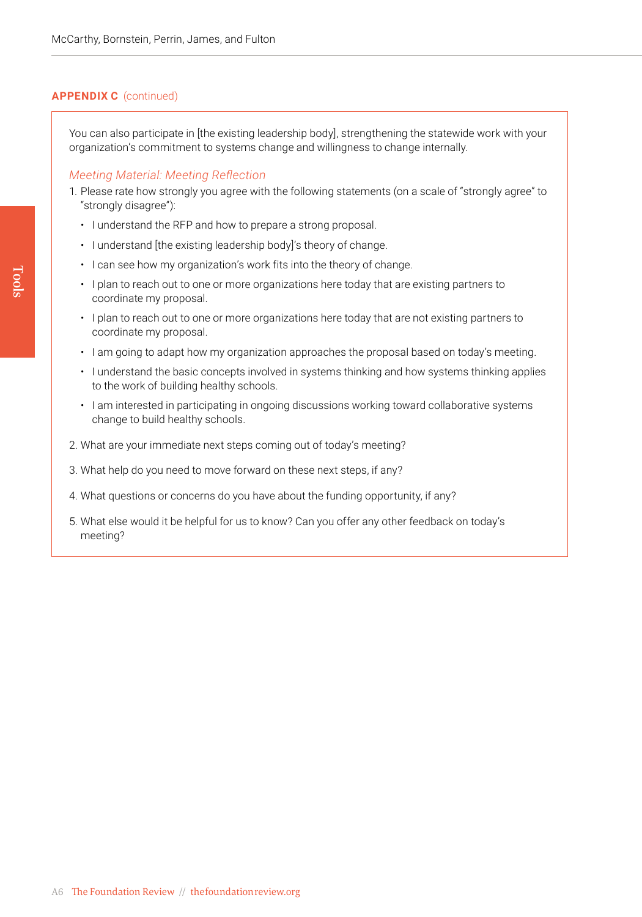**APPENDIX C** (continued)

You can also participate in [the existing leadership body], strengthening the statewide work with your organization's commitment to systems change and willingness to change internally.

*Meeting Material: Meeting Reflection*

1. Please rate how strongly you agree with the following statements (on a scale of "strongly agree" to "strongly disagree"):
   - I understand the RFP and how to prepare a strong proposal.
   - I understand [the existing leadership body]'s theory of change.
   - I can see how my organization's work fits into the theory of change.
   - I plan to reach out to one or more organizations here today that are existing partners to coordinate my proposal.
   - I plan to reach out to one or more organizations here today that are not existing partners to coordinate my proposal.
   - I am going to adapt how my organization approaches the proposal based on today's meeting.
   - I understand the basic concepts involved in systems thinking and how systems thinking applies to the work of building healthy schools.
   - I am interested in participating in ongoing discussions working toward collaborative systems change to build healthy schools.
2. What are your immediate next steps coming out of today's meeting?
3. What help do you need to move forward on these next steps, if any?
4. What questions or concerns do you have about the funding opportunity, if any?
5. What else would it be helpful for us to know? Can you offer any other feedback on today's meeting?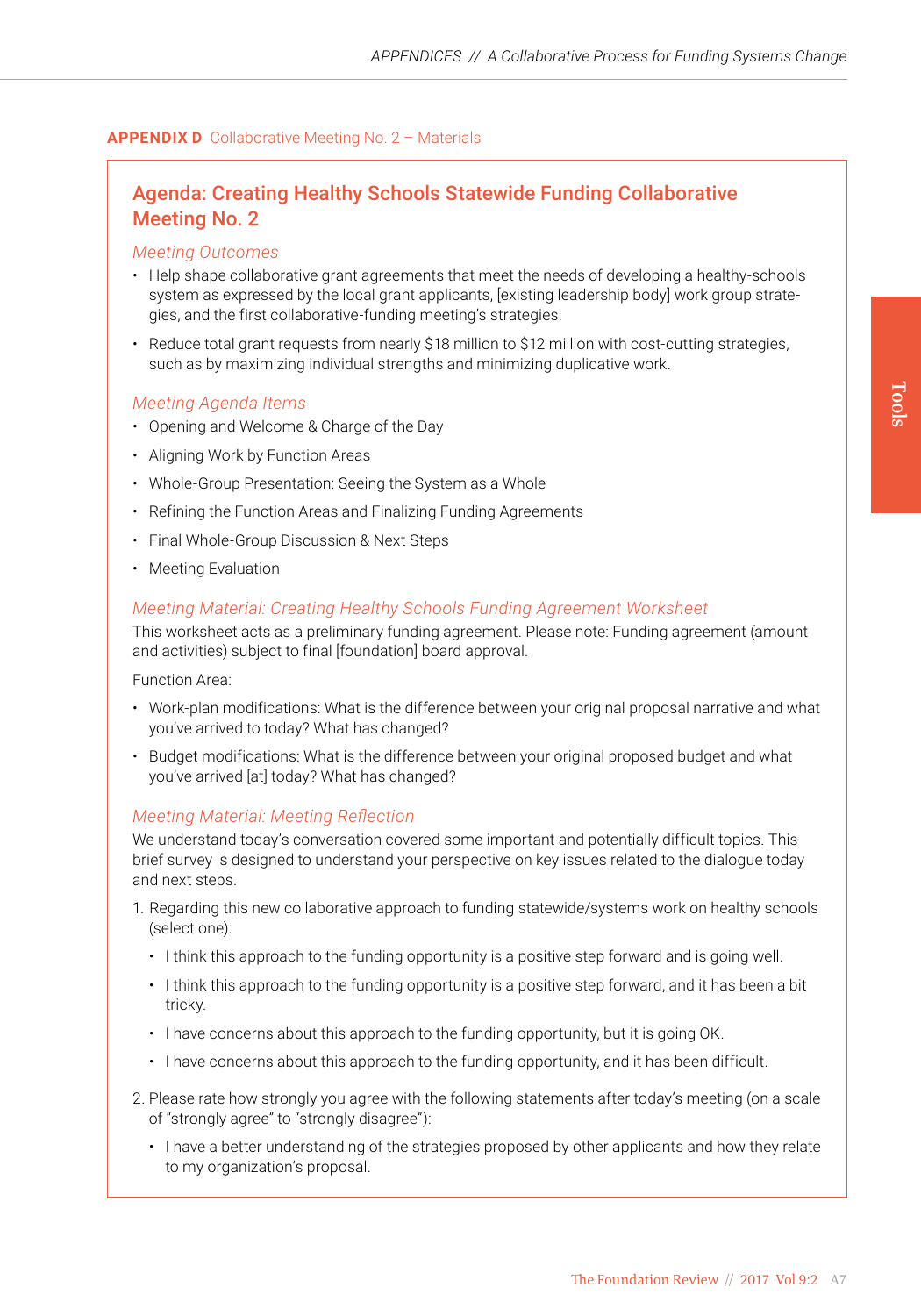**APPENDIX D** Collaborative Meeting No. 2 – Materials

## Agenda: Creating Healthy Schools Statewide Funding Collaborative Meeting No. 2

### *Meeting Outcomes*

- Help shape collaborative grant agreements that meet the needs of developing a healthy-schools system as expressed by the local grant applicants, [existing leadership body] work group strategies, and the first collaborative-funding meeting's strategies.
- Reduce total grant requests from nearly $18 million to $12 million with cost-cutting strategies, such as by maximizing individual strengths and minimizing duplicative work.

### *Meeting Agenda Items*

- Opening and Welcome & Charge of the Day
- Aligning Work by Function Areas
- Whole-Group Presentation: Seeing the System as a Whole
- Refining the Function Areas and Finalizing Funding Agreements
- Final Whole-Group Discussion & Next Steps
- Meeting Evaluation

### *Meeting Material: Creating Healthy Schools Funding Agreement Worksheet*

This worksheet acts as a preliminary funding agreement. Please note: Funding agreement (amount and activities) subject to final [foundation] board approval.

Function Area:

- Work-plan modifications: What is the difference between your original proposal narrative and what you've arrived to today? What has changed?
- Budget modifications: What is the difference between your original proposed budget and what you've arrived [at] today? What has changed?

### *Meeting Material: Meeting Reflection*

We understand today's conversation covered some important and potentially difficult topics. This brief survey is designed to understand your perspective on key issues related to the dialogue today and next steps.

1. Regarding this new collaborative approach to funding statewide/systems work on healthy schools (select one):
   - I think this approach to the funding opportunity is a positive step forward and is going well.
   - I think this approach to the funding opportunity is a positive step forward, and it has been a bit tricky.
   - I have concerns about this approach to the funding opportunity, but it is going OK.
   - I have concerns about this approach to the funding opportunity, and it has been difficult.
2. Please rate how strongly you agree with the following statements after today's meeting (on a scale of "strongly agree" to "strongly disagree"):
   - I have a better understanding of the strategies proposed by other applicants and how they relate to my organization's proposal.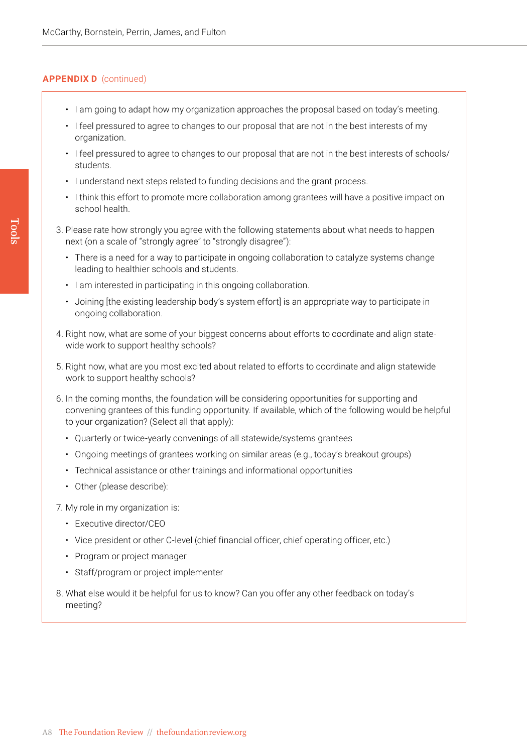**APPENDIX D** (continued)

- I am going to adapt how my organization approaches the proposal based on today's meeting.
- I feel pressured to agree to changes to our proposal that are not in the best interests of my organization.
- I feel pressured to agree to changes to our proposal that are not in the best interests of schools/students.
- I understand next steps related to funding decisions and the grant process.
- I think this effort to promote more collaboration among grantees will have a positive impact on school health.

3. Please rate how strongly you agree with the following statements about what needs to happen next (on a scale of "strongly agree" to "strongly disagree"):
   - There is a need for a way to participate in ongoing collaboration to catalyze systems change leading to healthier schools and students.
   - I am interested in participating in this ongoing collaboration.
   - Joining [the existing leadership body's system effort] is an appropriate way to participate in ongoing collaboration.
4. Right now, what are some of your biggest concerns about efforts to coordinate and align statewide work to support healthy schools?
5. Right now, what are you most excited about related to efforts to coordinate and align statewide work to support healthy schools?
6. In the coming months, the foundation will be considering opportunities for supporting and convening grantees of this funding opportunity. If available, which of the following would be helpful to your organization? (Select all that apply):
   - Quarterly or twice-yearly convenings of all statewide/systems grantees
   - Ongoing meetings of grantees working on similar areas (e.g., today's breakout groups)
   - Technical assistance or other trainings and informational opportunities
   - Other (please describe):
7. My role in my organization is:
   - Executive director/CEO
   - Vice president or other C-level (chief financial officer, chief operating officer, etc.)
   - Program or project manager
   - Staff/program or project implementer
8. What else would it be helpful for us to know? Can you offer any other feedback on today's meeting?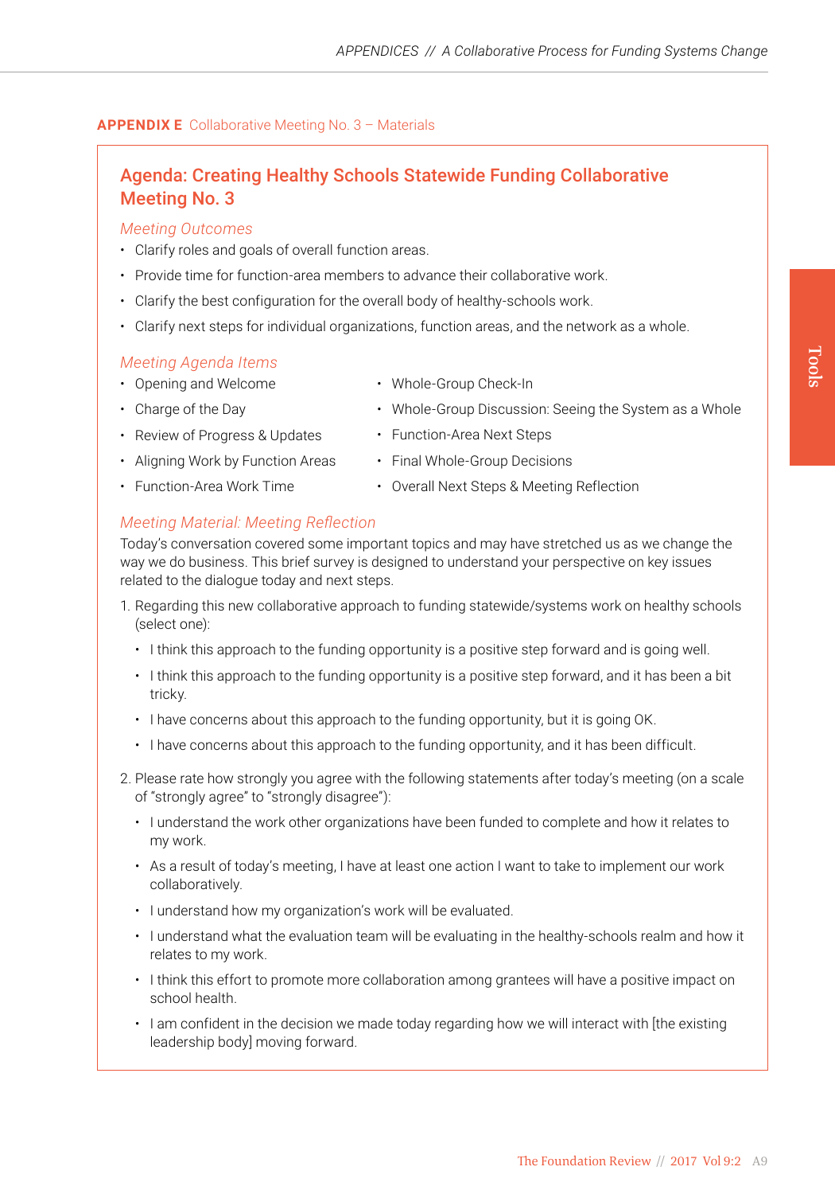**APPENDIX E** Collaborative Meeting No. 3 – Materials

## Agenda: Creating Healthy Schools Statewide Funding Collaborative Meeting No. 3

### *Meeting Outcomes*

- Clarify roles and goals of overall function areas.
- Provide time for function-area members to advance their collaborative work.
- Clarify the best configuration for the overall body of healthy-schools work.
- Clarify next steps for individual organizations, function areas, and the network as a whole.

### *Meeting Agenda Items*

- Opening and Welcome
- Charge of the Day
- Review of Progress & Updates
- Aligning Work by Function Areas
- Function-Area Work Time
- Whole-Group Check-In
- Whole-Group Discussion: Seeing the System as a Whole
- Function-Area Next Steps
- Final Whole-Group Decisions
- Overall Next Steps & Meeting Reflection

### *Meeting Material: Meeting Reflection*

Today's conversation covered some important topics and may have stretched us as we change the way we do business. This brief survey is designed to understand your perspective on key issues related to the dialogue today and next steps.

1. Regarding this new collaborative approach to funding statewide/systems work on healthy schools (select one):
   - I think this approach to the funding opportunity is a positive step forward and is going well.
   - I think this approach to the funding opportunity is a positive step forward, and it has been a bit tricky.
   - I have concerns about this approach to the funding opportunity, but it is going OK.
   - I have concerns about this approach to the funding opportunity, and it has been difficult.
2. Please rate how strongly you agree with the following statements after today's meeting (on a scale of "strongly agree" to "strongly disagree"):
   - I understand the work other organizations have been funded to complete and how it relates to my work.
   - As a result of today's meeting, I have at least one action I want to take to implement our work collaboratively.
   - I understand how my organization's work will be evaluated.
   - I understand what the evaluation team will be evaluating in the healthy-schools realm and how it relates to my work.
   - I think this effort to promote more collaboration among grantees will have a positive impact on school health.
   - I am confident in the decision we made today regarding how we will interact with [the existing leadership body] moving forward.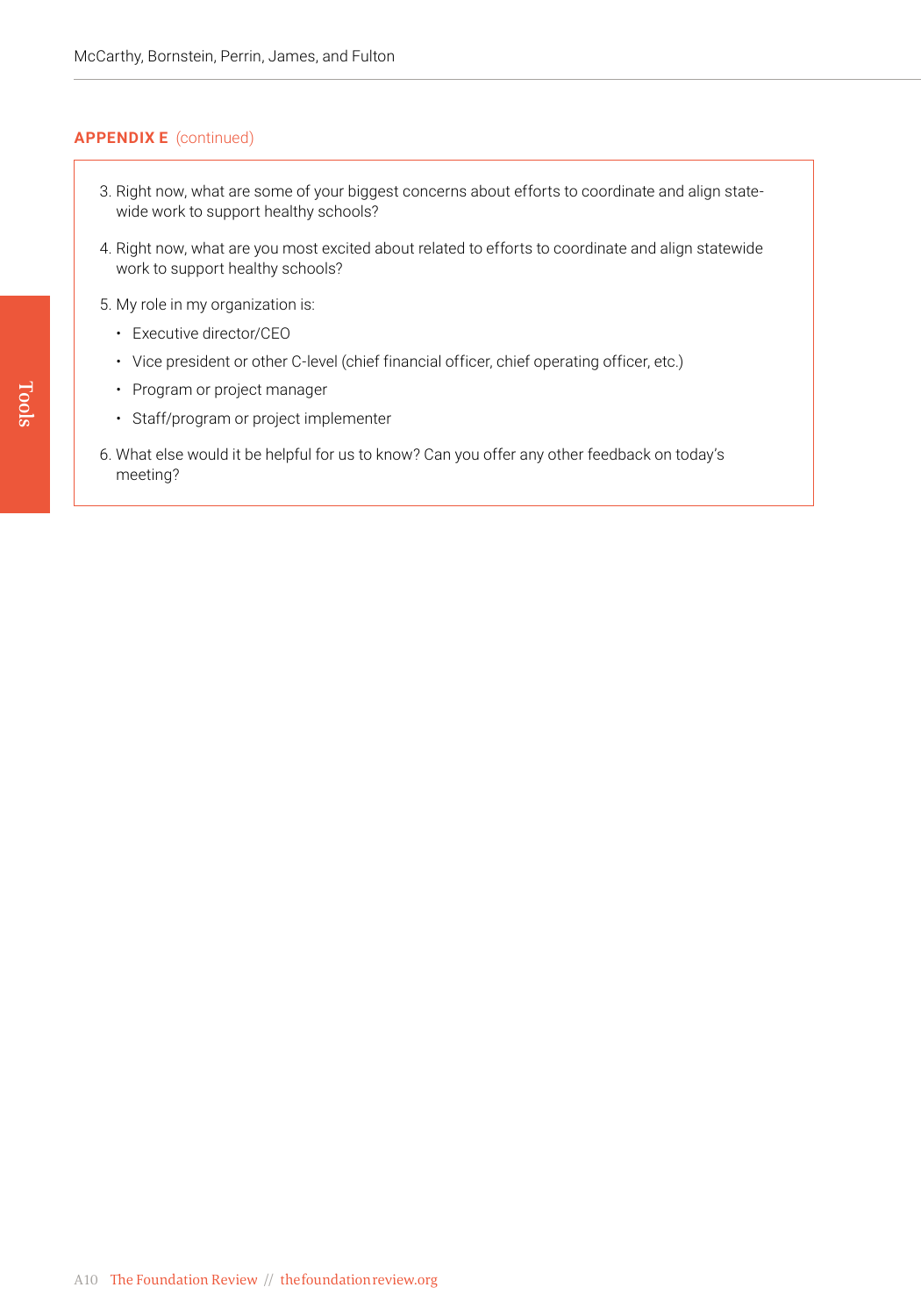**APPENDIX E** (continued)

3. Right now, what are some of your biggest concerns about efforts to coordinate and align statewide work to support healthy schools?

4. Right now, what are you most excited about related to efforts to coordinate and align statewide work to support healthy schools?

5. My role in my organization is:
   - Executive director/CEO
   - Vice president or other C-level (chief financial officer, chief operating officer, etc.)
   - Program or project manager
   - Staff/program or project implementer

6. What else would it be helpful for us to know? Can you offer any other feedback on today's meeting?